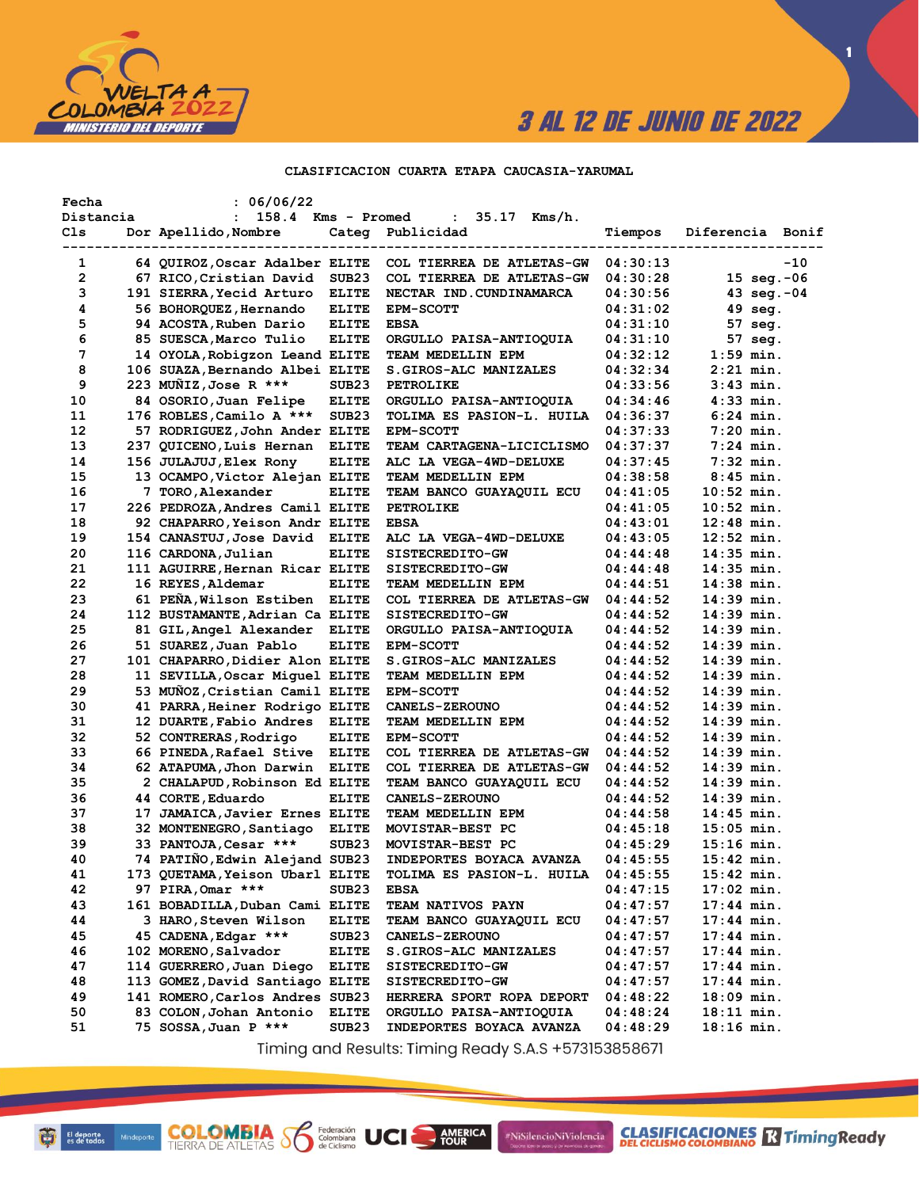# CLASIFICACION CUARTA ETAPA CAUCASIA-YARUMAL

Fecha : 06/06/22
Distancia : 158.4 Kms - Promed : 35.17 Kms/h.

| Cls | Dor | Apellido,Nombre | Categ | Publicidad | Tiempos | Diferencia | Bonif |
|---|---|---|---|---|---|---|---|
| 1 | 64 | QUIROZ,Oscar Adalber | ELITE | COL TIERREA DE ATLETAS-GW | 04:30:13 | | -10 |
| 2 | 67 | RICO,Cristian David | SUB23 | COL TIERREA DE ATLETAS-GW | 04:30:28 | 15 seg. | -06 |
| 3 | 191 | SIERRA,Yecid Arturo | ELITE | NECTAR IND.CUNDINAMARCA | 04:30:56 | 43 seg. | -04 |
| 4 | 56 | BOHORQUEZ,Hernando | ELITE | EPM-SCOTT | 04:31:02 | 49 seg. | |
| 5 | 94 | ACOSTA,Ruben Dario | ELITE | EBSA | 04:31:10 | 57 seg. | |
| 6 | 85 | SUESCA,Marco Tulio | ELITE | ORGULLO PAISA-ANTIOQUIA | 04:31:10 | 57 seg. | |
| 7 | 14 | OYOLA,Robigzon Leand | ELITE | TEAM MEDELLIN EPM | 04:32:12 | 1:59 min. | |
| 8 | 106 | SUAZA,Bernando Albei | ELITE | S.GIROS-ALC MANIZALES | 04:32:34 | 2:21 min. | |
| 9 | 223 | MUÑIZ,Jose R *** | SUB23 | PETROLIKE | 04:33:56 | 3:43 min. | |
| 10 | 84 | OSORIO,Juan Felipe | ELITE | ORGULLO PAISA-ANTIOQUIA | 04:34:46 | 4:33 min. | |
| 11 | 176 | ROBLES,Camilo A *** | SUB23 | TOLIMA ES PASION-L. HUILA | 04:36:37 | 6:24 min. | |
| 12 | 57 | RODRIGUEZ,John Ander | ELITE | EPM-SCOTT | 04:37:33 | 7:20 min. | |
| 13 | 237 | QUICENO,Luis Hernan | ELITE | TEAM CARTAGENA-LICICLISMO | 04:37:37 | 7:24 min. | |
| 14 | 156 | JULAJUJ,Elex Rony | ELITE | ALC LA VEGA-4WD-DELUXE | 04:37:45 | 7:32 min. | |
| 15 | 13 | OCAMPO,Victor Alejan | ELITE | TEAM MEDELLIN EPM | 04:38:58 | 8:45 min. | |
| 16 | 7 | TORO,Alexander | ELITE | TEAM BANCO GUAYAQUIL ECU | 04:41:05 | 10:52 min. | |
| 17 | 226 | PEDROZA,Andres Camil | ELITE | PETROLIKE | 04:41:05 | 10:52 min. | |
| 18 | 92 | CHAPARRO,Yeison Andr | ELITE | EBSA | 04:43:01 | 12:48 min. | |
| 19 | 154 | CANASTUJ,Jose David | ELITE | ALC LA VEGA-4WD-DELUXE | 04:43:05 | 12:52 min. | |
| 20 | 116 | CARDONA,Julian | ELITE | SISTECREDITO-GW | 04:44:48 | 14:35 min. | |
| 21 | 111 | AGUIRRE,Hernan Ricar | ELITE | SISTECREDITO-GW | 04:44:48 | 14:35 min. | |
| 22 | 16 | REYES,Aldemar | ELITE | TEAM MEDELLIN EPM | 04:44:51 | 14:38 min. | |
| 23 | 61 | PEÑA,Wilson Estiben | ELITE | COL TIERREA DE ATLETAS-GW | 04:44:52 | 14:39 min. | |
| 24 | 112 | BUSTAMANTE,Adrian Ca | ELITE | SISTECREDITO-GW | 04:44:52 | 14:39 min. | |
| 25 | 81 | GIL,Angel Alexander | ELITE | ORGULLO PAISA-ANTIOQUIA | 04:44:52 | 14:39 min. | |
| 26 | 51 | SUAREZ,Juan Pablo | ELITE | EPM-SCOTT | 04:44:52 | 14:39 min. | |
| 27 | 101 | CHAPARRO,Didier Alon | ELITE | S.GIROS-ALC MANIZALES | 04:44:52 | 14:39 min. | |
| 28 | 11 | SEVILLA,Oscar Miguel | ELITE | TEAM MEDELLIN EPM | 04:44:52 | 14:39 min. | |
| 29 | 53 | MUÑOZ,Cristian Camil | ELITE | EPM-SCOTT | 04:44:52 | 14:39 min. | |
| 30 | 41 | PARRA,Heiner Rodrigo | ELITE | CANELS-ZEROUNO | 04:44:52 | 14:39 min. | |
| 31 | 12 | DUARTE,Fabio Andres | ELITE | TEAM MEDELLIN EPM | 04:44:52 | 14:39 min. | |
| 32 | 52 | CONTRERAS,Rodrigo | ELITE | EPM-SCOTT | 04:44:52 | 14:39 min. | |
| 33 | 66 | PINEDA,Rafael Stive | ELITE | COL TIERREA DE ATLETAS-GW | 04:44:52 | 14:39 min. | |
| 34 | 62 | ATAPUMA,Jhon Darwin | ELITE | COL TIERREA DE ATLETAS-GW | 04:44:52 | 14:39 min. | |
| 35 | 2 | CHALAPUD,Robinson Ed | ELITE | TEAM BANCO GUAYAQUIL ECU | 04:44:52 | 14:39 min. | |
| 36 | 44 | CORTE,Eduardo | ELITE | CANELS-ZEROUNO | 04:44:52 | 14:39 min. | |
| 37 | 17 | JAMAICA,Javier Ernes | ELITE | TEAM MEDELLIN EPM | 04:44:58 | 14:45 min. | |
| 38 | 32 | MONTENEGRO,Santiago | ELITE | MOVISTAR-BEST PC | 04:45:18 | 15:05 min. | |
| 39 | 33 | PANTOJA,Cesar *** | SUB23 | MOVISTAR-BEST PC | 04:45:29 | 15:16 min. | |
| 40 | 74 | PATIÑO,Edwin Alejand | SUB23 | INDEPORTES BOYACA AVANZA | 04:45:55 | 15:42 min. | |
| 41 | 173 | QUETAMA,Yeison Ubarl | ELITE | TOLIMA ES PASION-L. HUILA | 04:45:55 | 15:42 min. | |
| 42 | 97 | PIRA,Omar *** | SUB23 | EBSA | 04:47:15 | 17:02 min. | |
| 43 | 161 | BOBADILLA,Duban Cami | ELITE | TEAM NATIVOS PAYN | 04:47:57 | 17:44 min. | |
| 44 | 3 | HARO,Steven Wilson | ELITE | TEAM BANCO GUAYAQUIL ECU | 04:47:57 | 17:44 min. | |
| 45 | 45 | CADENA,Edgar *** | SUB23 | CANELS-ZEROUNO | 04:47:57 | 17:44 min. | |
| 46 | 102 | MORENO,Salvador | ELITE | S.GIROS-ALC MANIZALES | 04:47:57 | 17:44 min. | |
| 47 | 114 | GUERRERO,Juan Diego | ELITE | SISTECREDITO-GW | 04:47:57 | 17:44 min. | |
| 48 | 113 | GOMEZ,David Santiago | ELITE | SISTECREDITO-GW | 04:47:57 | 17:44 min. | |
| 49 | 141 | ROMERO,Carlos Andres | SUB23 | HERRERA SPORT ROPA DEPORT | 04:48:22 | 18:09 min. | |
| 50 | 83 | COLON,Johan Antonio | ELITE | ORGULLO PAISA-ANTIOQUIA | 04:48:24 | 18:11 min. | |
| 51 | 75 | SOSSA,Juan P *** | SUB23 | INDEPORTES BOYACA AVANZA | 04:48:29 | 18:16 min. | |

Timing and Results: Timing Ready S.A.S +573153858671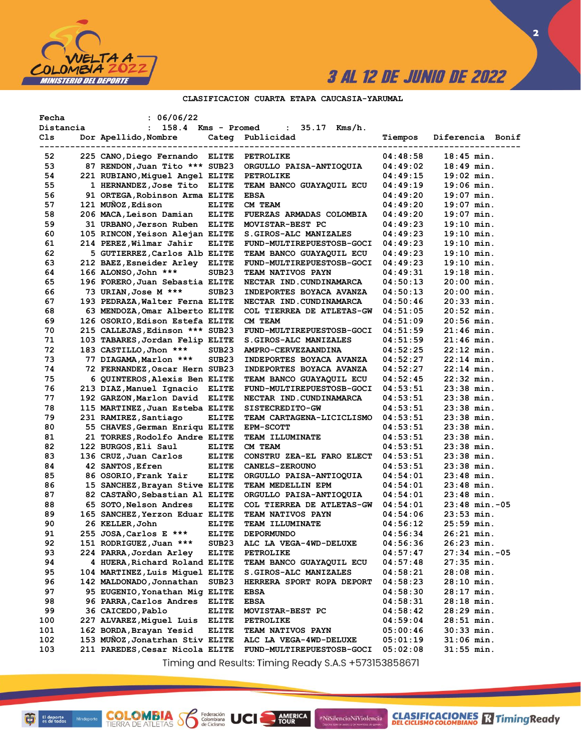3 AL 12 DE JUNIO DE 2022

## CLASIFICACION CUARTA ETAPA CAUCASIA-YARUMAL

Fecha : 06/06/22
Distancia : 158.4 Kms - Promed : 35.17 Kms/h.

| Cls | Dor | Apellido,Nombre | Categ | Publicidad | Tiempos | Diferencia | Bonif |
|---|---|---|---|---|---|---|---|
| 52 | 225 | CANO,Diego Fernando | ELITE | PETROLIKE | 04:48:58 | 18:45 min. | |
| 53 | 87 | RENDON,Juan Tito *** | SUB23 | ORGULLO PAISA-ANTIOQUIA | 04:49:02 | 18:49 min. | |
| 54 | 221 | RUBIANO,Miguel Angel | ELITE | PETROLIKE | 04:49:15 | 19:02 min. | |
| 55 | 1 | HERNANDEZ,Jose Tito | ELITE | TEAM BANCO GUAYAQUIL ECU | 04:49:19 | 19:06 min. | |
| 56 | 91 | ORTEGA,Robinson Arma | ELITE | EBSA | 04:49:20 | 19:07 min. | |
| 57 | 121 | MUÑOZ,Edison | ELITE | CM TEAM | 04:49:20 | 19:07 min. | |
| 58 | 206 | MACA,Leison Damian | ELITE | FUERZAS ARMADAS COLOMBIA | 04:49:20 | 19:07 min. | |
| 59 | 31 | URBANO,Jerson Ruben | ELITE | MOVISTAR-BEST PC | 04:49:23 | 19:10 min. | |
| 60 | 105 | RINCON,Yeison Alejan | ELITE | S.GIROS-ALC MANIZALES | 04:49:23 | 19:10 min. | |
| 61 | 214 | PEREZ,Wilmar Jahir | ELITE | FUND-MULTIREPUESTOSB-GOCI | 04:49:23 | 19:10 min. | |
| 62 | 5 | GUTIERREZ,Carlos Alb | ELITE | TEAM BANCO GUAYAQUIL ECU | 04:49:23 | 19:10 min. | |
| 63 | 212 | BAEZ,Esneider Arley | ELITE | FUND-MULTIREPUESTOSB-GOCI | 04:49:23 | 19:10 min. | |
| 64 | 166 | ALONSO,John *** | SUB23 | TEAM NATIVOS PAYN | 04:49:31 | 19:18 min. | |
| 65 | 196 | FORERO,Juan Sebastia | ELITE | NECTAR IND.CUNDINAMARCA | 04:50:13 | 20:00 min. | |
| 66 | 73 | URIAN,Jose M *** | SUB23 | INDEPORTES BOYACA AVANZA | 04:50:13 | 20:00 min. | |
| 67 | 193 | PEDRAZA,Walter Ferna | ELITE | NECTAR IND.CUNDINAMARCA | 04:50:46 | 20:33 min. | |
| 68 | 63 | MENDOZA,Omar Alberto | ELITE | COL TIERREA DE ATLETAS-GW | 04:51:05 | 20:52 min. | |
| 69 | 126 | OSORIO,Edison Estefa | ELITE | CM TEAM | 04:51:09 | 20:56 min. | |
| 70 | 215 | CALLEJAS,Edinson *** | SUB23 | FUND-MULTIREPUESTOSB-GOCI | 04:51:59 | 21:46 min. | |
| 71 | 103 | TABARES,Jordan Felip | ELITE | S.GIROS-ALC MANIZALES | 04:51:59 | 21:46 min. | |
| 72 | 183 | CASTILLO,Jhon *** | SUB23 | AMPRO-CERVEZAANDINA | 04:52:25 | 22:12 min. | |
| 73 | 77 | DIAGAMA,Marlon *** | SUB23 | INDEPORTES BOYACA AVANZA | 04:52:27 | 22:14 min. | |
| 74 | 72 | FERNANDEZ,Oscar Hern | SUB23 | INDEPORTES BOYACA AVANZA | 04:52:27 | 22:14 min. | |
| 75 | 6 | QUINTEROS,Alexis Ben | ELITE | TEAM BANCO GUAYAQUIL ECU | 04:52:45 | 22:32 min. | |
| 76 | 213 | DIAZ,Manuel Ignacio | ELITE | FUND-MULTIREPUESTOSB-GOCI | 04:53:51 | 23:38 min. | |
| 77 | 192 | GARZON,Marlon David | ELITE | NECTAR IND.CUNDINAMARCA | 04:53:51 | 23:38 min. | |
| 78 | 115 | MARTINEZ,Juan Esteba | ELITE | SISTECREDITO-GW | 04:53:51 | 23:38 min. | |
| 79 | 231 | RAMIREZ,Santiago | ELITE | TEAM CARTAGENA-LICICLISMO | 04:53:51 | 23:38 min. | |
| 80 | 55 | CHAVES,German Enriqu | ELITE | EPM-SCOTT | 04:53:51 | 23:38 min. | |
| 81 | 21 | TORRES,Rodolfo Andre | ELITE | TEAM ILLUMINATE | 04:53:51 | 23:38 min. | |
| 82 | 122 | BURGOS,Eli Saul | ELITE | CM TEAM | 04:53:51 | 23:38 min. | |
| 83 | 136 | CRUZ,Juan Carlos | ELITE | CONSTRU ZEA-EL FARO ELECT | 04:53:51 | 23:38 min. | |
| 84 | 42 | SANTOS,Efren | ELITE | CANELS-ZEROUNO | 04:53:51 | 23:38 min. | |
| 85 | 86 | OSORIO,Frank Yair | ELITE | ORGULLO PAISA-ANTIOQUIA | 04:54:01 | 23:48 min. | |
| 86 | 15 | SANCHEZ,Brayan Stive | ELITE | TEAM MEDELLIN EPM | 04:54:01 | 23:48 min. | |
| 87 | 82 | CASTAÑO,Sebastian Al | ELITE | ORGULLO PAISA-ANTIOQUIA | 04:54:01 | 23:48 min. | |
| 88 | 65 | SOTO,Nelson Andres | ELITE | COL TIERREA DE ATLETAS-GW | 04:54:01 | 23:48 min. | -05 |
| 89 | 165 | SANCHEZ,Yerzon Eduar | ELITE | TEAM NATIVOS PAYN | 04:54:06 | 23:53 min. | |
| 90 | 26 | KELLER,John | ELITE | TEAM ILLUMINATE | 04:56:12 | 25:59 min. | |
| 91 | 255 | JOSA,Carlos E *** | ELITE | DEPORMUNDO | 04:56:34 | 26:21 min. | |
| 92 | 151 | RODRIGUEZ,Juan *** | SUB23 | ALC LA VEGA-4WD-DELUXE | 04:56:36 | 26:23 min. | |
| 93 | 224 | PARRA,Jordan Arley | ELITE | PETROLIKE | 04:57:47 | 27:34 min. | -05 |
| 94 | 4 | HUERA,Richard Roland | ELITE | TEAM BANCO GUAYAQUIL ECU | 04:57:48 | 27:35 min. | |
| 95 | 104 | MARTINEZ,Luis Miguel | ELITE | S.GIROS-ALC MANIZALES | 04:58:21 | 28:08 min. | |
| 96 | 142 | MALDONADO,Jonnathan | SUB23 | HERRERA SPORT ROPA DEPORT | 04:58:23 | 28:10 min. | |
| 97 | 95 | EUGENIO,Yonathan Mig | ELITE | EBSA | 04:58:30 | 28:17 min. | |
| 98 | 96 | PARRA,Carlos Andres | ELITE | EBSA | 04:58:31 | 28:18 min. | |
| 99 | 36 | CAICEDO,Pablo | ELITE | MOVISTAR-BEST PC | 04:58:42 | 28:29 min. | |
| 100 | 227 | ALVAREZ,Miguel Luis | ELITE | PETROLIKE | 04:59:04 | 28:51 min. | |
| 101 | 162 | BORDA,Brayan Yesid | ELITE | TEAM NATIVOS PAYN | 05:00:46 | 30:33 min. | |
| 102 | 153 | MUÑOZ,Jonatrhan Stiv | ELITE | ALC LA VEGA-4WD-DELUXE | 05:01:19 | 31:06 min. | |
| 103 | 211 | PAREDES,Cesar Nicola | ELITE | FUND-MULTIREPUESTOSB-GOCI | 05:02:08 | 31:55 min. | |

Timing and Results: Timing Ready S.A.S +573153858671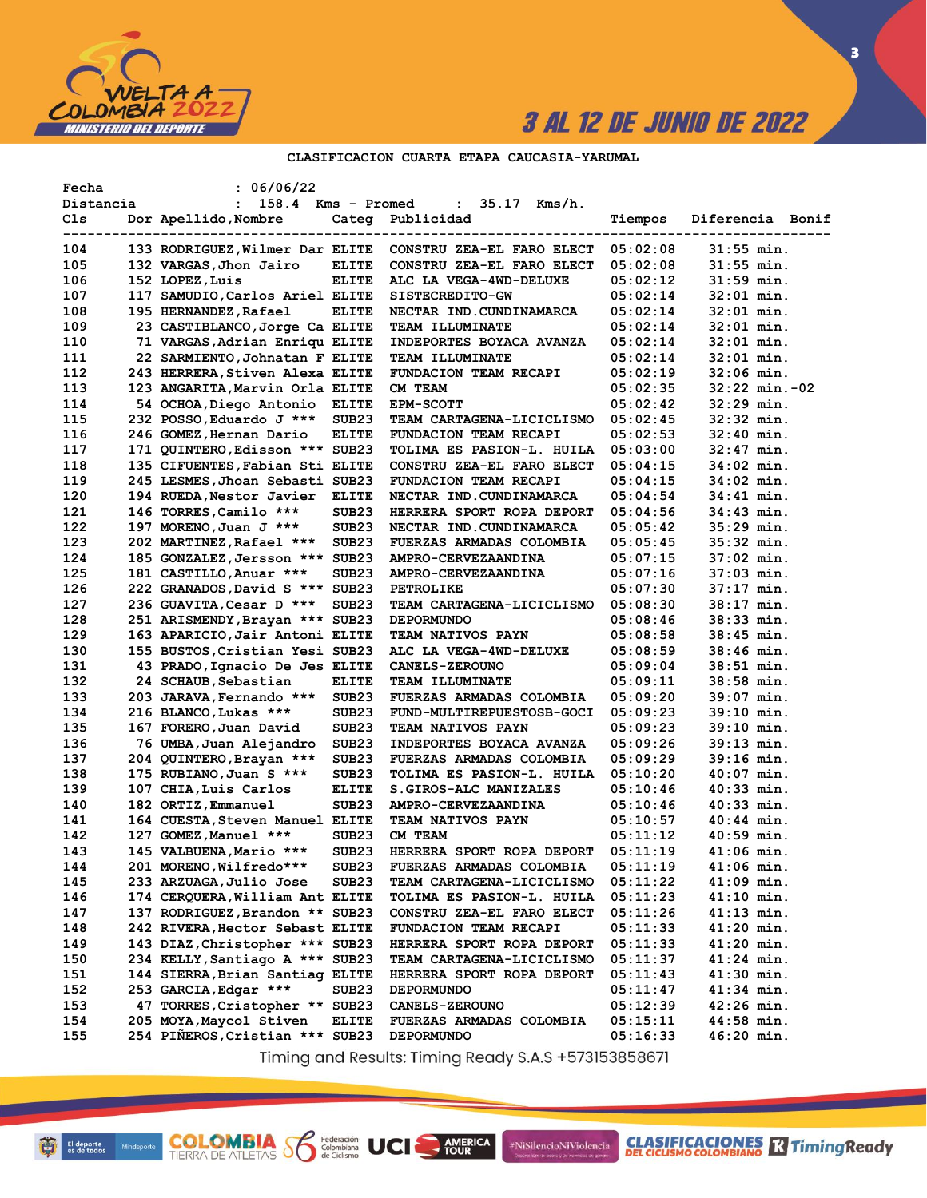3 AL 12 DE JUNIO DE 2022

## CLASIFICACION CUARTA ETAPA CAUCASIA-YARUMAL

Fecha : 06/06/22
Distancia : 158.4 Kms - Promed : 35.17 Kms/h.

| Cls | Dor | Apellido,Nombre | Categ | Publicidad | Tiempos | Diferencia | Bonif |
|---|---|---|---|---|---|---|---|
| 104 | 133 | RODRIGUEZ,Wilmer Dar | ELITE | CONSTRU ZEA-EL FARO ELECT | 05:02:08 | 31:55 min. | |
| 105 | 132 | VARGAS,Jhon Jairo | ELITE | CONSTRU ZEA-EL FARO ELECT | 05:02:08 | 31:55 min. | |
| 106 | 152 | LOPEZ,Luis | ELITE | ALC LA VEGA-4WD-DELUXE | 05:02:12 | 31:59 min. | |
| 107 | 117 | SAMUDIO,Carlos Ariel | ELITE | SISTECREDITO-GW | 05:02:14 | 32:01 min. | |
| 108 | 195 | HERNANDEZ,Rafael | ELITE | NECTAR IND.CUNDINAMARCA | 05:02:14 | 32:01 min. | |
| 109 | 23 | CASTIBLANCO,Jorge Ca | ELITE | TEAM ILLUMINATE | 05:02:14 | 32:01 min. | |
| 110 | 71 | VARGAS,Adrian Enriqu | ELITE | INDEPORTES BOYACA AVANZA | 05:02:14 | 32:01 min. | |
| 111 | 22 | SARMIENTO,Johnatan F | ELITE | TEAM ILLUMINATE | 05:02:14 | 32:01 min. | |
| 112 | 243 | HERRERA,Stiven Alexa | ELITE | FUNDACION TEAM RECAPI | 05:02:19 | 32:06 min. | |
| 113 | 123 | ANGARITA,Marvin Orla | ELITE | CM TEAM | 05:02:35 | 32:22 min. | -02 |
| 114 | 54 | OCHOA,Diego Antonio | ELITE | EPM-SCOTT | 05:02:42 | 32:29 min. | |
| 115 | 232 | POSSO,Eduardo J *** | SUB23 | TEAM CARTAGENA-LICICLISMO | 05:02:45 | 32:32 min. | |
| 116 | 246 | GOMEZ,Hernan Dario | ELITE | FUNDACION TEAM RECAPI | 05:02:53 | 32:40 min. | |
| 117 | 171 | QUINTERO,Edisson *** | SUB23 | TOLIMA ES PASION-L. HUILA | 05:03:00 | 32:47 min. | |
| 118 | 135 | CIFUENTES,Fabian Sti | ELITE | CONSTRU ZEA-EL FARO ELECT | 05:04:15 | 34:02 min. | |
| 119 | 245 | LESMES,Jhoan Sebasti | SUB23 | FUNDACION TEAM RECAPI | 05:04:15 | 34:02 min. | |
| 120 | 194 | RUEDA,Nestor Javier | ELITE | NECTAR IND.CUNDINAMARCA | 05:04:54 | 34:41 min. | |
| 121 | 146 | TORRES,Camilo *** | SUB23 | HERRERA SPORT ROPA DEPORT | 05:04:56 | 34:43 min. | |
| 122 | 197 | MORENO,Juan J *** | SUB23 | NECTAR IND.CUNDINAMARCA | 05:05:42 | 35:29 min. | |
| 123 | 202 | MARTINEZ,Rafael *** | SUB23 | FUERZAS ARMADAS COLOMBIA | 05:05:45 | 35:32 min. | |
| 124 | 185 | GONZALEZ,Jersson *** | SUB23 | AMPRO-CERVEZAANDINA | 05:07:15 | 37:02 min. | |
| 125 | 181 | CASTILLO,Anuar *** | SUB23 | AMPRO-CERVEZAANDINA | 05:07:16 | 37:03 min. | |
| 126 | 222 | GRANADOS,David S *** | SUB23 | PETROLIKE | 05:07:30 | 37:17 min. | |
| 127 | 236 | GUAVITA,Cesar D *** | SUB23 | TEAM CARTAGENA-LICICLISMO | 05:08:30 | 38:17 min. | |
| 128 | 251 | ARISMENDY,Brayan *** | SUB23 | DEPORMUNDO | 05:08:46 | 38:33 min. | |
| 129 | 163 | APARICIO,Jair Antoni | ELITE | TEAM NATIVOS PAYN | 05:08:58 | 38:45 min. | |
| 130 | 155 | BUSTOS,Cristian Yesi | SUB23 | ALC LA VEGA-4WD-DELUXE | 05:08:59 | 38:46 min. | |
| 131 | 43 | PRADO,Ignacio De Jes | ELITE | CANELS-ZEROUNO | 05:09:04 | 38:51 min. | |
| 132 | 24 | SCHAUB,Sebastian | ELITE | TEAM ILLUMINATE | 05:09:11 | 38:58 min. | |
| 133 | 203 | JARAVA,Fernando *** | SUB23 | FUERZAS ARMADAS COLOMBIA | 05:09:20 | 39:07 min. | |
| 134 | 216 | BLANCO,Lukas *** | SUB23 | FUND-MULTIREPUESTOSB-GOCI | 05:09:23 | 39:10 min. | |
| 135 | 167 | FORERO,Juan David | SUB23 | TEAM NATIVOS PAYN | 05:09:23 | 39:10 min. | |
| 136 | 76 | UMBA,Juan Alejandro | SUB23 | INDEPORTES BOYACA AVANZA | 05:09:26 | 39:13 min. | |
| 137 | 204 | QUINTERO,Brayan *** | SUB23 | FUERZAS ARMADAS COLOMBIA | 05:09:29 | 39:16 min. | |
| 138 | 175 | RUBIANO,Juan S *** | SUB23 | TOLIMA ES PASION-L. HUILA | 05:10:20 | 40:07 min. | |
| 139 | 107 | CHIA,Luis Carlos | ELITE | S.GIROS-ALC MANIZALES | 05:10:46 | 40:33 min. | |
| 140 | 182 | ORTIZ,Emmanuel | SUB23 | AMPRO-CERVEZAANDINA | 05:10:46 | 40:33 min. | |
| 141 | 164 | CUESTA,Steven Manuel | ELITE | TEAM NATIVOS PAYN | 05:10:57 | 40:44 min. | |
| 142 | 127 | GOMEZ,Manuel *** | SUB23 | CM TEAM | 05:11:12 | 40:59 min. | |
| 143 | 145 | VALBUENA,Mario *** | SUB23 | HERRERA SPORT ROPA DEPORT | 05:11:19 | 41:06 min. | |
| 144 | 201 | MORENO,Wilfredo*** | SUB23 | FUERZAS ARMADAS COLOMBIA | 05:11:19 | 41:06 min. | |
| 145 | 233 | ARZUAGA,Julio Jose | SUB23 | TEAM CARTAGENA-LICICLISMO | 05:11:22 | 41:09 min. | |
| 146 | 174 | CERQUERA,William Ant | ELITE | TOLIMA ES PASION-L. HUILA | 05:11:23 | 41:10 min. | |
| 147 | 137 | RODRIGUEZ,Brandon ** | SUB23 | CONSTRU ZEA-EL FARO ELECT | 05:11:26 | 41:13 min. | |
| 148 | 242 | RIVERA,Hector Sebast | ELITE | FUNDACION TEAM RECAPI | 05:11:33 | 41:20 min. | |
| 149 | 143 | DIAZ,Christopher *** | SUB23 | HERRERA SPORT ROPA DEPORT | 05:11:33 | 41:20 min. | |
| 150 | 234 | KELLY,Santiago A *** | SUB23 | TEAM CARTAGENA-LICICLISMO | 05:11:37 | 41:24 min. | |
| 151 | 144 | SIERRA,Brian Santiag | ELITE | HERRERA SPORT ROPA DEPORT | 05:11:43 | 41:30 min. | |
| 152 | 253 | GARCIA,Edgar *** | SUB23 | DEPORMUNDO | 05:11:47 | 41:34 min. | |
| 153 | 47 | TORRES,Cristopher ** | SUB23 | CANELS-ZEROUNO | 05:12:39 | 42:26 min. | |
| 154 | 205 | MOYA,Maycol Stiven | ELITE | FUERZAS ARMADAS COLOMBIA | 05:15:11 | 44:58 min. | |
| 155 | 254 | PIÑEROS,Cristian *** | SUB23 | DEPORMUNDO | 05:16:33 | 46:20 min. | |

Timing and Results: Timing Ready S.A.S +573153858671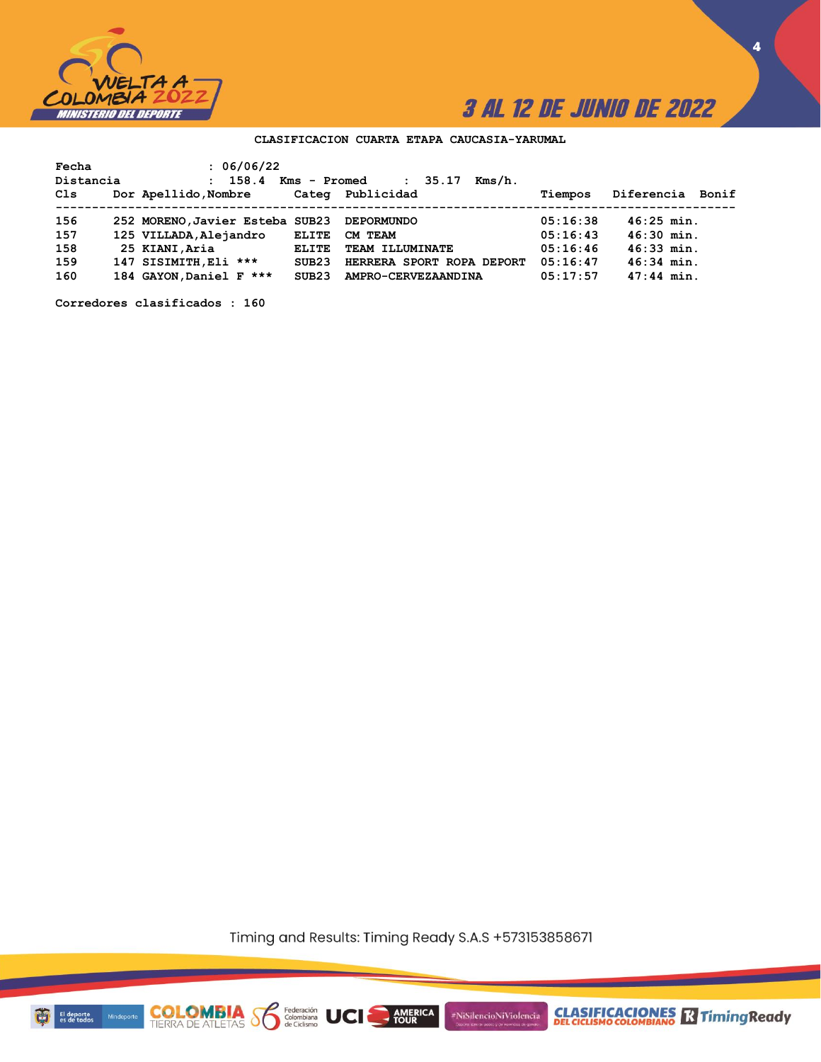**CLASIFICACION CUARTA ETAPA CAUCASIA-YARUMAL**

Fecha : 06/06/22
Distancia : 158.4 Kms - Promed : 35.17 Kms/h.

| Cls | Dor | Apellido,Nombre | Categ | Publicidad | Tiempos | Diferencia | Bonif |
|---|---|---|---|---|---|---|---|
| 156 | 252 | MORENO,Javier Esteba | SUB23 | DEPORMUNDO | 05:16:38 | 46:25 min. | |
| 157 | 125 | VILLADA,Alejandro | ELITE | CM TEAM | 05:16:43 | 46:30 min. | |
| 158 | 25 | KIANI,Aria | ELITE | TEAM ILLUMINATE | 05:16:46 | 46:33 min. | |
| 159 | 147 | SISIMITH,Eli *** | SUB23 | HERRERA SPORT ROPA DEPORT | 05:16:47 | 46:34 min. | |
| 160 | 184 | GAYON,Daniel F *** | SUB23 | AMPRO-CERVEZAANDINA | 05:17:57 | 47:44 min. | |

Corredores clasificados : 160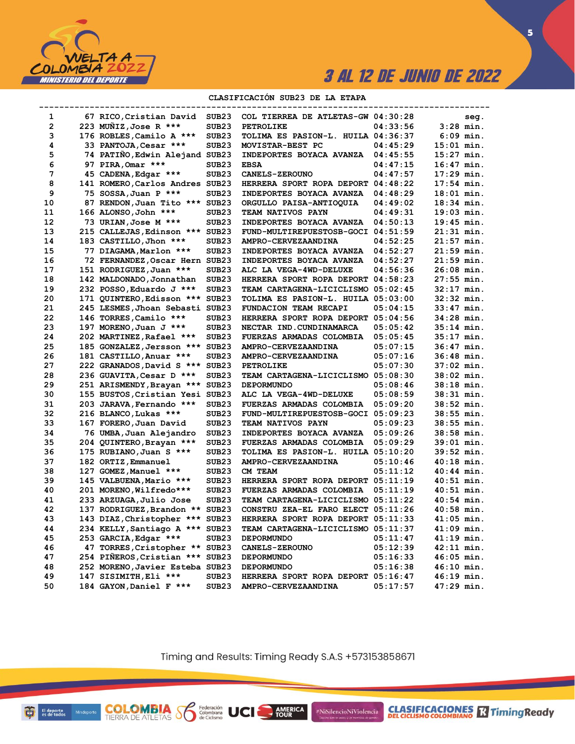3 AL 12 DE JUNIO DE 2022

## CLASIFICACIÓN SUB23 DE LA ETAPA

| | | | | | | |
|---|---|---|---|---|---|---|
| 1 | 67 | RICO,Cristian David | SUB23 | COL TIERREA DE ATLETAS-GW | 04:30:28 | seg. |
| 2 | 223 | MUÑIZ,Jose R *** | SUB23 | PETROLIKE | 04:33:56 | 3:28 min. |
| 3 | 176 | ROBLES,Camilo A *** | SUB23 | TOLIMA ES PASION-L. HUILA | 04:36:37 | 6:09 min. |
| 4 | 33 | PANTOJA,Cesar *** | SUB23 | MOVISTAR-BEST PC | 04:45:29 | 15:01 min. |
| 5 | 74 | PATIÑO,Edwin Alejand | SUB23 | INDEPORTES BOYACA AVANZA | 04:45:55 | 15:27 min. |
| 6 | 97 | PIRA,Omar *** | SUB23 | EBSA | 04:47:15 | 16:47 min. |
| 7 | 45 | CADENA,Edgar *** | SUB23 | CANELS-ZEROUNO | 04:47:57 | 17:29 min. |
| 8 | 141 | ROMERO,Carlos Andres | SUB23 | HERRERA SPORT ROPA DEPORT | 04:48:22 | 17:54 min. |
| 9 | 75 | SOSSA,Juan P *** | SUB23 | INDEPORTES BOYACA AVANZA | 04:48:29 | 18:01 min. |
| 10 | 87 | RENDON,Juan Tito *** | SUB23 | ORGULLO PAISA-ANTIOQUIA | 04:49:02 | 18:34 min. |
| 11 | 166 | ALONSO,John *** | SUB23 | TEAM NATIVOS PAYN | 04:49:31 | 19:03 min. |
| 12 | 73 | URIAN,Jose M *** | SUB23 | INDEPORTES BOYACA AVANZA | 04:50:13 | 19:45 min. |
| 13 | 215 | CALLEJAS,Edinson *** | SUB23 | FUND-MULTIREPUESTOSB-GOCI | 04:51:59 | 21:31 min. |
| 14 | 183 | CASTILLO,Jhon *** | SUB23 | AMPRO-CERVEZAANDINA | 04:52:25 | 21:57 min. |
| 15 | 77 | DIAGAMA,Marlon *** | SUB23 | INDEPORTES BOYACA AVANZA | 04:52:27 | 21:59 min. |
| 16 | 72 | FERNANDEZ,Oscar Hern | SUB23 | INDEPORTES BOYACA AVANZA | 04:52:27 | 21:59 min. |
| 17 | 151 | RODRIGUEZ,Juan *** | SUB23 | ALC LA VEGA-4WD-DELUXE | 04:56:36 | 26:08 min. |
| 18 | 142 | MALDONADO,Jonnathan | SUB23 | HERRERA SPORT ROPA DEPORT | 04:58:23 | 27:55 min. |
| 19 | 232 | POSSO,Eduardo J *** | SUB23 | TEAM CARTAGENA-LICICLISMO | 05:02:45 | 32:17 min. |
| 20 | 171 | QUINTERO,Edisson *** | SUB23 | TOLIMA ES PASION-L. HUILA | 05:03:00 | 32:32 min. |
| 21 | 245 | LESMES,Jhoan Sebasti | SUB23 | FUNDACION TEAM RECAPI | 05:04:15 | 33:47 min. |
| 22 | 146 | TORRES,Camilo *** | SUB23 | HERRERA SPORT ROPA DEPORT | 05:04:56 | 34:28 min. |
| 23 | 197 | MORENO,Juan J *** | SUB23 | NECTAR IND.CUNDINAMARCA | 05:05:42 | 35:14 min. |
| 24 | 202 | MARTINEZ,Rafael *** | SUB23 | FUERZAS ARMADAS COLOMBIA | 05:05:45 | 35:17 min. |
| 25 | 185 | GONZALEZ,Jersson *** | SUB23 | AMPRO-CERVEZAANDINA | 05:07:15 | 36:47 min. |
| 26 | 181 | CASTILLO,Anuar *** | SUB23 | AMPRO-CERVEZAANDINA | 05:07:16 | 36:48 min. |
| 27 | 222 | GRANADOS,David S *** | SUB23 | PETROLIKE | 05:07:30 | 37:02 min. |
| 28 | 236 | GUAVITA,Cesar D *** | SUB23 | TEAM CARTAGENA-LICICLISMO | 05:08:30 | 38:02 min. |
| 29 | 251 | ARISMENDY,Brayan *** | SUB23 | DEPORMUNDO | 05:08:46 | 38:18 min. |
| 30 | 155 | BUSTOS,Cristian Yesi | SUB23 | ALC LA VEGA-4WD-DELUXE | 05:08:59 | 38:31 min. |
| 31 | 203 | JARAVA,Fernando *** | SUB23 | FUERZAS ARMADAS COLOMBIA | 05:09:20 | 38:52 min. |
| 32 | 216 | BLANCO,Lukas *** | SUB23 | FUND-MULTIREPUESTOSB-GOCI | 05:09:23 | 38:55 min. |
| 33 | 167 | FORERO,Juan David | SUB23 | TEAM NATIVOS PAYN | 05:09:23 | 38:55 min. |
| 34 | 76 | UMBA,Juan Alejandro | SUB23 | INDEPORTES BOYACA AVANZA | 05:09:26 | 38:58 min. |
| 35 | 204 | QUINTERO,Brayan *** | SUB23 | FUERZAS ARMADAS COLOMBIA | 05:09:29 | 39:01 min. |
| 36 | 175 | RUBIANO,Juan S *** | SUB23 | TOLIMA ES PASION-L. HUILA | 05:10:20 | 39:52 min. |
| 37 | 182 | ORTIZ,Emmanuel | SUB23 | AMPRO-CERVEZAANDINA | 05:10:46 | 40:18 min. |
| 38 | 127 | GOMEZ,Manuel *** | SUB23 | CM TEAM | 05:11:12 | 40:44 min. |
| 39 | 145 | VALBUENA,Mario *** | SUB23 | HERRERA SPORT ROPA DEPORT | 05:11:19 | 40:51 min. |
| 40 | 201 | MORENO,Wilfredo*** | SUB23 | FUERZAS ARMADAS COLOMBIA | 05:11:19 | 40:51 min. |
| 41 | 233 | ARZUAGA,Julio Jose | SUB23 | TEAM CARTAGENA-LICICLISMO | 05:11:22 | 40:54 min. |
| 42 | 137 | RODRIGUEZ,Brandon ** | SUB23 | CONSTRU ZEA-EL FARO ELECT | 05:11:26 | 40:58 min. |
| 43 | 143 | DIAZ,Christopher *** | SUB23 | HERRERA SPORT ROPA DEPORT | 05:11:33 | 41:05 min. |
| 44 | 234 | KELLY,Santiago A *** | SUB23 | TEAM CARTAGENA-LICICLISMO | 05:11:37 | 41:09 min. |
| 45 | 253 | GARCIA,Edgar *** | SUB23 | DEPORMUNDO | 05:11:47 | 41:19 min. |
| 46 | 47 | TORRES,Cristopher ** | SUB23 | CANELS-ZEROUNO | 05:12:39 | 42:11 min. |
| 47 | 254 | PIÑEROS,Cristian *** | SUB23 | DEPORMUNDO | 05:16:33 | 46:05 min. |
| 48 | 252 | MORENO,Javier Esteba | SUB23 | DEPORMUNDO | 05:16:38 | 46:10 min. |
| 49 | 147 | SISIMITH,Eli *** | SUB23 | HERRERA SPORT ROPA DEPORT | 05:16:47 | 46:19 min. |
| 50 | 184 | GAYON,Daniel F *** | SUB23 | AMPRO-CERVEZAANDINA | 05:17:57 | 47:29 min. |

Timing and Results: Timing Ready S.A.S +573153858671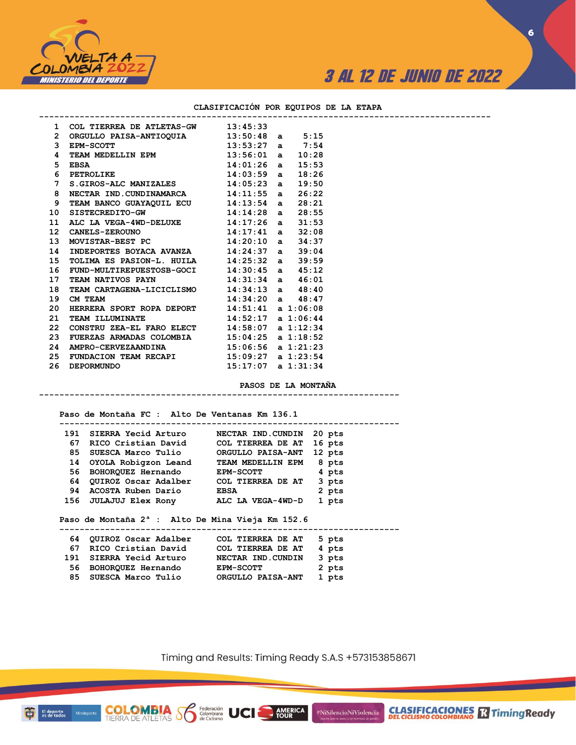## CLASIFICACIÓN POR EQUIPOS DE LA ETAPA

| Pos | Equipo | Tiempo | | Diferencia |
|---|---|---|---|---|
| 1 | COL TIERREA DE ATLETAS-GW | 13:45:33 | | |
| 2 | ORGULLO PAISA-ANTIOQUIA | 13:50:48 | a | 5:15 |
| 3 | EPM-SCOTT | 13:53:27 | a | 7:54 |
| 4 | TEAM MEDELLIN EPM | 13:56:01 | a | 10:28 |
| 5 | EBSA | 14:01:26 | a | 15:53 |
| 6 | PETROLIKE | 14:03:59 | a | 18:26 |
| 7 | S.GIROS-ALC MANIZALES | 14:05:23 | a | 19:50 |
| 8 | NECTAR IND.CUNDINAMARCA | 14:11:55 | a | 26:22 |
| 9 | TEAM BANCO GUAYAQUIL ECU | 14:13:54 | a | 28:21 |
| 10 | SISTECREDITO-GW | 14:14:28 | a | 28:55 |
| 11 | ALC LA VEGA-4WD-DELUXE | 14:17:26 | a | 31:53 |
| 12 | CANELS-ZEROUNO | 14:17:41 | a | 32:08 |
| 13 | MOVISTAR-BEST PC | 14:20:10 | a | 34:37 |
| 14 | INDEPORTES BOYACA AVANZA | 14:24:37 | a | 39:04 |
| 15 | TOLIMA ES PASION-L. HUILA | 14:25:32 | a | 39:59 |
| 16 | FUND-MULTIREPUESTOSB-GOCI | 14:30:45 | a | 45:12 |
| 17 | TEAM NATIVOS PAYN | 14:31:34 | a | 46:01 |
| 18 | TEAM CARTAGENA-LICICLISMO | 14:34:13 | a | 48:40 |
| 19 | CM TEAM | 14:34:20 | a | 48:47 |
| 20 | HERRERA SPORT ROPA DEPORT | 14:51:41 | a | 1:06:08 |
| 21 | TEAM ILLUMINATE | 14:52:17 | a | 1:06:44 |
| 22 | CONSTRU ZEA-EL FARO ELECT | 14:58:07 | a | 1:12:34 |
| 23 | FUERZAS ARMADAS COLOMBIA | 15:04:25 | a | 1:18:52 |
| 24 | AMPRO-CERVEZAANDINA | 15:06:56 | a | 1:21:23 |
| 25 | FUNDACION TEAM RECAPI | 15:09:27 | a | 1:23:54 |
| 26 | DEPORMUNDO | 15:17:07 | a | 1:31:34 |

## PASOS DE LA MONTAÑA

### Paso de Montaña FC : Alto De Ventanas Km 136.1

| Dorsal | Corredor | Equipo | Puntos |
|---|---|---|---|
| 191 | SIERRA Yecid Arturo | NECTAR IND.CUNDIN | 20 pts |
| 67 | RICO Cristian David | COL TIERREA DE AT | 16 pts |
| 85 | SUESCA Marco Tulio | ORGULLO PAISA-ANT | 12 pts |
| 14 | OYOLA Robigzon Leand | TEAM MEDELLIN EPM | 8 pts |
| 56 | BOHORQUEZ Hernando | EPM-SCOTT | 4 pts |
| 64 | QUIROZ Oscar Adalber | COL TIERREA DE AT | 3 pts |
| 94 | ACOSTA Ruben Dario | EBSA | 2 pts |
| 156 | JULAJUJ Elex Rony | ALC LA VEGA-4WD-D | 1 pts |

### Paso de Montaña 2ª : Alto De Mina Vieja Km 152.6

| Dorsal | Corredor | Equipo | Puntos |
|---|---|---|---|
| 64 | QUIROZ Oscar Adalber | COL TIERREA DE AT | 5 pts |
| 67 | RICO Cristian David | COL TIERREA DE AT | 4 pts |
| 191 | SIERRA Yecid Arturo | NECTAR IND.CUNDIN | 3 pts |
| 56 | BOHORQUEZ Hernando | EPM-SCOTT | 2 pts |
| 85 | SUESCA Marco Tulio | ORGULLO PAISA-ANT | 1 pts |

Timing and Results: Timing Ready S.A.S +573153858671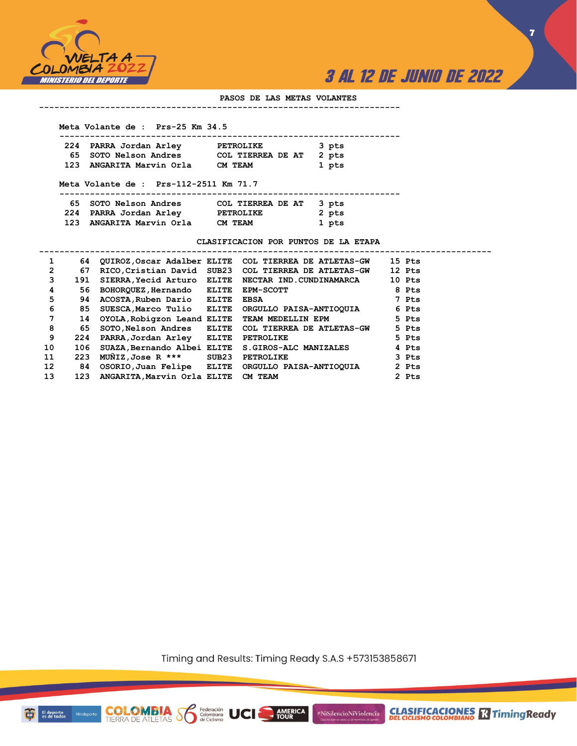## PASOS DE LAS METAS VOLANTES

**Meta Volante de : Prs-25 Km 34.5**

| | | | |
|---|---|---|---|
| 224 | PARRA Jordan Arley | PETROLIKE | 3 pts |
| 65 | SOTO Nelson Andres | COL TIERREA DE AT | 2 pts |
| 123 | ANGARITA Marvin Orla | CM TEAM | 1 pts |

**Meta Volante de : Prs-112-2511 Km 71.7**

| | | | |
|---|---|---|---|
| 65 | SOTO Nelson Andres | COL TIERREA DE AT | 3 pts |
| 224 | PARRA Jordan Arley | PETROLIKE | 2 pts |
| 123 | ANGARITA Marvin Orla | CM TEAM | 1 pts |

## CLASIFICACION POR PUNTOS DE LA ETAPA

| | | | | | |
|---|---|---|---|---|---|
| 1 | 64 | QUIROZ,Oscar Adalber | ELITE | COL TIERREA DE ATLETAS-GW | 15 Pts |
| 2 | 67 | RICO,Cristian David | SUB23 | COL TIERREA DE ATLETAS-GW | 12 Pts |
| 3 | 191 | SIERRA,Yecid Arturo | ELITE | NECTAR IND.CUNDINAMARCA | 10 Pts |
| 4 | 56 | BOHORQUEZ,Hernando | ELITE | EPM-SCOTT | 8 Pts |
| 5 | 94 | ACOSTA,Ruben Dario | ELITE | EBSA | 7 Pts |
| 6 | 85 | SUESCA,Marco Tulio | ELITE | ORGULLO PAISA-ANTIOQUIA | 6 Pts |
| 7 | 14 | OYOLA,Robigzon Leand | ELITE | TEAM MEDELLIN EPM | 5 Pts |
| 8 | 65 | SOTO,Nelson Andres | ELITE | COL TIERREA DE ATLETAS-GW | 5 Pts |
| 9 | 224 | PARRA,Jordan Arley | ELITE | PETROLIKE | 5 Pts |
| 10 | 106 | SUAZA,Bernando Albei | ELITE | S.GIROS-ALC MANIZALES | 4 Pts |
| 11 | 223 | MUÑIZ,Jose R *** | SUB23 | PETROLIKE | 3 Pts |
| 12 | 84 | OSORIO,Juan Felipe | ELITE | ORGULLO PAISA-ANTIOQUIA | 2 Pts |
| 13 | 123 | ANGARITA,Marvin Orla | ELITE | CM TEAM | 2 Pts |

Timing and Results: Timing Ready S.A.S +573153858671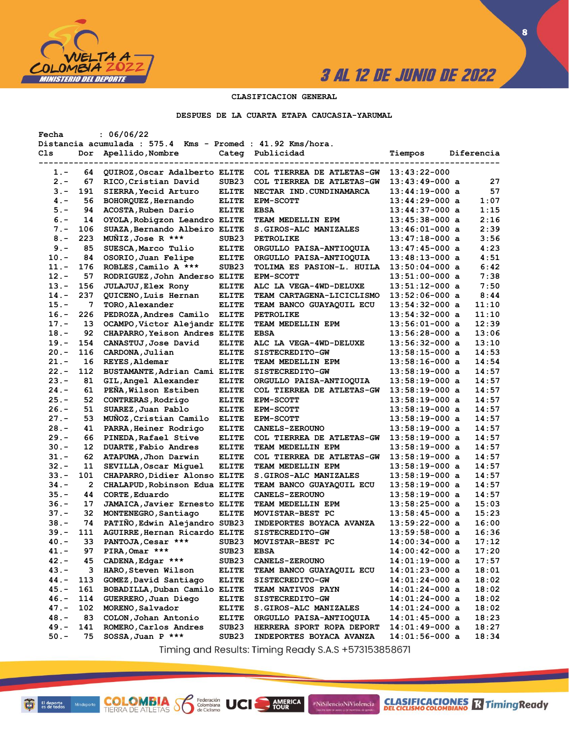## CLASIFICACION GENERAL

### DESPUES DE LA CUARTA ETAPA CAUCASIA-YARUMAL

Fecha : 06/06/22
Distancia acumulada : 575.4 Kms - Promed : 41.92 Kms/hora.

| Cls | Dor | Apellido,Nombre | Categ | Publicidad | Tiempos | | Diferencia |
|---|---|---|---|---|---|---|---|
| 1.- | 64 | QUIROZ,Oscar Adalberto | ELITE | COL TIERREA DE ATLETAS-GW | 13:43:22-000 | | |
| 2.- | 67 | RICO,Cristian David | SUB23 | COL TIERREA DE ATLETAS-GW | 13:43:49-000 | a | 27 |
| 3.- | 191 | SIERRA,Yecid Arturo | ELITE | NECTAR IND.CUNDINAMARCA | 13:44:19-000 | a | 57 |
| 4.- | 56 | BOHORQUEZ,Hernando | ELITE | EPM-SCOTT | 13:44:29-000 | a | 1:07 |
| 5.- | 94 | ACOSTA,Ruben Dario | ELITE | EBSA | 13:44:37-000 | a | 1:15 |
| 6.- | 14 | OYOLA,Robigzon Leandro | ELITE | TEAM MEDELLIN EPM | 13:45:38-000 | a | 2:16 |
| 7.- | 106 | SUAZA,Bernando Albeiro | ELITE | S.GIROS-ALC MANIZALES | 13:46:01-000 | a | 2:39 |
| 8.- | 223 | MUÑIZ,Jose R *** | SUB23 | PETROLIKE | 13:47:18-000 | a | 3:56 |
| 9.- | 85 | SUESCA,Marco Tulio | ELITE | ORGULLO PAISA-ANTIOQUIA | 13:47:45-000 | a | 4:23 |
| 10.- | 84 | OSORIO,Juan Felipe | ELITE | ORGULLO PAISA-ANTIOQUIA | 13:48:13-000 | a | 4:51 |
| 11.- | 176 | ROBLES,Camilo A *** | SUB23 | TOLIMA ES PASION-L. HUILA | 13:50:04-000 | a | 6:42 |
| 12.- | 57 | RODRIGUEZ,John Anderso | ELITE | EPM-SCOTT | 13:51:00-000 | a | 7:38 |
| 13.- | 156 | JULAJUJ,Elex Rony | ELITE | ALC LA VEGA-4WD-DELUXE | 13:51:12-000 | a | 7:50 |
| 14.- | 237 | QUICENO,Luis Hernan | ELITE | TEAM CARTAGENA-LICICLISMO | 13:52:06-000 | a | 8:44 |
| 15.- | 7 | TORO,Alexander | ELITE | TEAM BANCO GUAYAQUIL ECU | 13:54:32-000 | a | 11:10 |
| 16.- | 226 | PEDROZA,Andres Camilo | ELITE | PETROLIKE | 13:54:32-000 | a | 11:10 |
| 17.- | 13 | OCAMPO,Victor Alejandr | ELITE | TEAM MEDELLIN EPM | 13:56:01-000 | a | 12:39 |
| 18.- | 92 | CHAPARRO,Yeison Andres | ELITE | EBSA | 13:56:28-000 | a | 13:06 |
| 19.- | 154 | CANASTUJ,Jose David | ELITE | ALC LA VEGA-4WD-DELUXE | 13:56:32-000 | a | 13:10 |
| 20.- | 116 | CARDONA,Julian | ELITE | SISTECREDITO-GW | 13:58:15-000 | a | 14:53 |
| 21.- | 16 | REYES,Aldemar | ELITE | TEAM MEDELLIN EPM | 13:58:16-000 | a | 14:54 |
| 22.- | 112 | BUSTAMANTE,Adrian Cami | ELITE | SISTECREDITO-GW | 13:58:19-000 | a | 14:57 |
| 23.- | 81 | GIL,Angel Alexander | ELITE | ORGULLO PAISA-ANTIOQUIA | 13:58:19-000 | a | 14:57 |
| 24.- | 61 | PEÑA,Wilson Estiben | ELITE | COL TIERREA DE ATLETAS-GW | 13:58:19-000 | a | 14:57 |
| 25.- | 52 | CONTRERAS,Rodrigo | ELITE | EPM-SCOTT | 13:58:19-000 | a | 14:57 |
| 26.- | 51 | SUAREZ,Juan Pablo | ELITE | EPM-SCOTT | 13:58:19-000 | a | 14:57 |
| 27.- | 53 | MUÑOZ,Cristian Camilo | ELITE | EPM-SCOTT | 13:58:19-000 | a | 14:57 |
| 28.- | 41 | PARRA,Heiner Rodrigo | ELITE | CANELS-ZEROUNO | 13:58:19-000 | a | 14:57 |
| 29.- | 66 | PINEDA,Rafael Stive | ELITE | COL TIERREA DE ATLETAS-GW | 13:58:19-000 | a | 14:57 |
| 30.- | 12 | DUARTE,Fabio Andres | ELITE | TEAM MEDELLIN EPM | 13:58:19-000 | a | 14:57 |
| 31.- | 62 | ATAPUMA,Jhon Darwin | ELITE | COL TIERREA DE ATLETAS-GW | 13:58:19-000 | a | 14:57 |
| 32.- | 11 | SEVILLA,Oscar Miguel | ELITE | TEAM MEDELLIN EPM | 13:58:19-000 | a | 14:57 |
| 33.- | 101 | CHAPARRO,Didier Alonso | ELITE | S.GIROS-ALC MANIZALES | 13:58:19-000 | a | 14:57 |
| 34.- | 2 | CHALAPUD,Robinson Edua | ELITE | TEAM BANCO GUAYAQUIL ECU | 13:58:19-000 | a | 14:57 |
| 35.- | 44 | CORTE,Eduardo | ELITE | CANELS-ZEROUNO | 13:58:19-000 | a | 14:57 |
| 36.- | 17 | JAMAICA,Javier Ernesto | ELITE | TEAM MEDELLIN EPM | 13:58:25-000 | a | 15:03 |
| 37.- | 32 | MONTENEGRO,Santiago | ELITE | MOVISTAR-BEST PC | 13:58:45-000 | a | 15:23 |
| 38.- | 74 | PATIÑO,Edwin Alejandro | SUB23 | INDEPORTES BOYACA AVANZA | 13:59:22-000 | a | 16:00 |
| 39.- | 111 | AGUIRRE,Hernan Ricardo | ELITE | SISTECREDITO-GW | 13:59:58-000 | a | 16:36 |
| 40.- | 33 | PANTOJA,Cesar *** | SUB23 | MOVISTAR-BEST PC | 14:00:34-000 | a | 17:12 |
| 41.- | 97 | PIRA,Omar *** | SUB23 | EBSA | 14:00:42-000 | a | 17:20 |
| 42.- | 45 | CADENA,Edgar *** | SUB23 | CANELS-ZEROUNO | 14:01:19-000 | a | 17:57 |
| 43.- | 3 | HARO,Steven Wilson | ELITE | TEAM BANCO GUAYAQUIL ECU | 14:01:23-000 | a | 18:01 |
| 44.- | 113 | GOMEZ,David Santiago | ELITE | SISTECREDITO-GW | 14:01:24-000 | a | 18:02 |
| 45.- | 161 | BOBADILLA,Duban Camilo | ELITE | TEAM NATIVOS PAYN | 14:01:24-000 | a | 18:02 |
| 46.- | 114 | GUERRERO,Juan Diego | ELITE | SISTECREDITO-GW | 14:01:24-000 | a | 18:02 |
| 47.- | 102 | MORENO,Salvador | ELITE | S.GIROS-ALC MANIZALES | 14:01:24-000 | a | 18:02 |
| 48.- | 83 | COLON,Johan Antonio | ELITE | ORGULLO PAISA-ANTIOQUIA | 14:01:45-000 | a | 18:23 |
| 49.- | 141 | ROMERO,Carlos Andres | SUB23 | HERRERA SPORT ROPA DEPORT | 14:01:49-000 | a | 18:27 |
| 50.- | 75 | SOSSA,Juan P *** | SUB23 | INDEPORTES BOYACA AVANZA | 14:01:56-000 | a | 18:34 |

Timing and Results: Timing Ready S.A.S +573153858671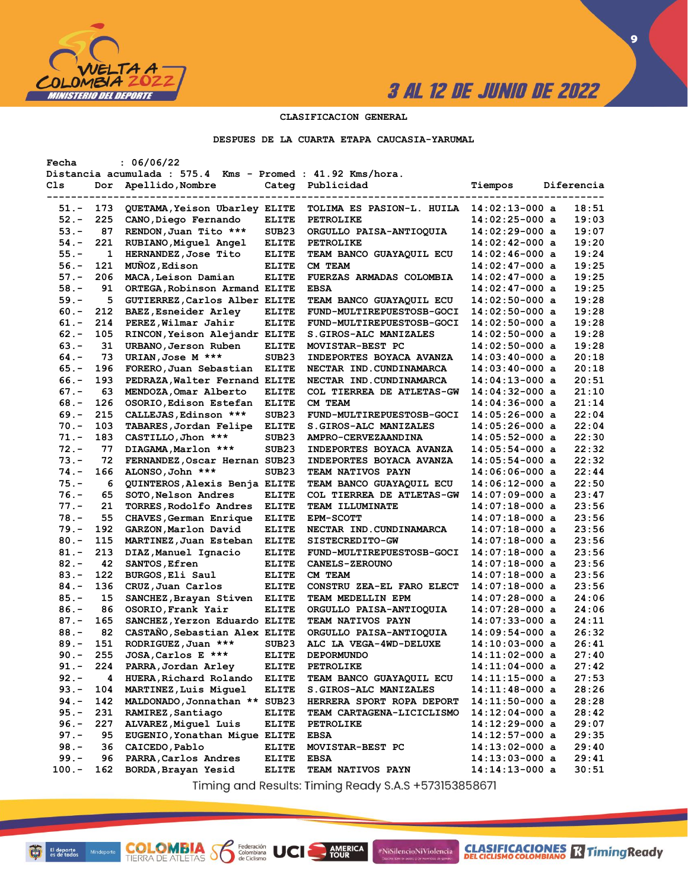3 AL 12 DE JUNIO DE 2022

**CLASIFICACION GENERAL**

**DESPUES DE LA CUARTA ETAPA CAUCASIA-YARUMAL**

Fecha : 06/06/22
Distancia acumulada : 575.4 Kms - Promed : 41.92 Kms/hora.

| Cls | Dor | Apellido,Nombre | Categ | Publicidad | Tiempos | | Diferencia |
|---|---|---|---|---|---|---|---|
| 51.- | 173 | QUETAMA,Yeison Ubarley | ELITE | TOLIMA ES PASION-L. HUILA | 14:02:13-000 | a | 18:51 |
| 52.- | 225 | CANO,Diego Fernando | ELITE | PETROLIKE | 14:02:25-000 | a | 19:03 |
| 53.- | 87 | RENDON,Juan Tito *** | SUB23 | ORGULLO PAISA-ANTIOQUIA | 14:02:29-000 | a | 19:07 |
| 54.- | 221 | RUBIANO,Miguel Angel | ELITE | PETROLIKE | 14:02:42-000 | a | 19:20 |
| 55.- | 1 | HERNANDEZ,Jose Tito | ELITE | TEAM BANCO GUAYAQUIL ECU | 14:02:46-000 | a | 19:24 |
| 56.- | 121 | MUÑOZ,Edison | ELITE | CM TEAM | 14:02:47-000 | a | 19:25 |
| 57.- | 206 | MACA,Leison Damian | ELITE | FUERZAS ARMADAS COLOMBIA | 14:02:47-000 | a | 19:25 |
| 58.- | 91 | ORTEGA,Robinson Armand | ELITE | EBSA | 14:02:47-000 | a | 19:25 |
| 59.- | 5 | GUTIERREZ,Carlos Alber | ELITE | TEAM BANCO GUAYAQUIL ECU | 14:02:50-000 | a | 19:28 |
| 60.- | 212 | BAEZ,Esneider Arley | ELITE | FUND-MULTIREPUESTOSB-GOCI | 14:02:50-000 | a | 19:28 |
| 61.- | 214 | PEREZ,Wilmar Jahir | ELITE | FUND-MULTIREPUESTOSB-GOCI | 14:02:50-000 | a | 19:28 |
| 62.- | 105 | RINCON,Yeison Alejandr | ELITE | S.GIROS-ALC MANIZALES | 14:02:50-000 | a | 19:28 |
| 63.- | 31 | URBANO,Jerson Ruben | ELITE | MOVISTAR-BEST PC | 14:02:50-000 | a | 19:28 |
| 64.- | 73 | URIAN,Jose M *** | SUB23 | INDEPORTES BOYACA AVANZA | 14:03:40-000 | a | 20:18 |
| 65.- | 196 | FORERO,Juan Sebastian | ELITE | NECTAR IND.CUNDINAMARCA | 14:03:40-000 | a | 20:18 |
| 66.- | 193 | PEDRAZA,Walter Fernand | ELITE | NECTAR IND.CUNDINAMARCA | 14:04:13-000 | a | 20:51 |
| 67.- | 63 | MENDOZA,Omar Alberto | ELITE | COL TIERREA DE ATLETAS-GW | 14:04:32-000 | a | 21:10 |
| 68.- | 126 | OSORIO,Edison Estefan | ELITE | CM TEAM | 14:04:36-000 | a | 21:14 |
| 69.- | 215 | CALLEJAS,Edinson *** | SUB23 | FUND-MULTIREPUESTOSB-GOCI | 14:05:26-000 | a | 22:04 |
| 70.- | 103 | TABARES,Jordan Felipe | ELITE | S.GIROS-ALC MANIZALES | 14:05:26-000 | a | 22:04 |
| 71.- | 183 | CASTILLO,Jhon *** | SUB23 | AMPRO-CERVEZAANDINA | 14:05:52-000 | a | 22:30 |
| 72.- | 77 | DIAGAMA,Marlon *** | SUB23 | INDEPORTES BOYACA AVANZA | 14:05:54-000 | a | 22:32 |
| 73.- | 72 | FERNANDEZ,Oscar Hernan | SUB23 | INDEPORTES BOYACA AVANZA | 14:05:54-000 | a | 22:32 |
| 74.- | 166 | ALONSO,John *** | SUB23 | TEAM NATIVOS PAYN | 14:06:06-000 | a | 22:44 |
| 75.- | 6 | QUINTEROS,Alexis Benja | ELITE | TEAM BANCO GUAYAQUIL ECU | 14:06:12-000 | a | 22:50 |
| 76.- | 65 | SOTO,Nelson Andres | ELITE | COL TIERREA DE ATLETAS-GW | 14:07:09-000 | a | 23:47 |
| 77.- | 21 | TORRES,Rodolfo Andres | ELITE | TEAM ILLUMINATE | 14:07:18-000 | a | 23:56 |
| 78.- | 55 | CHAVES,German Enrique | ELITE | EPM-SCOTT | 14:07:18-000 | a | 23:56 |
| 79.- | 192 | GARZON,Marlon David | ELITE | NECTAR IND.CUNDINAMARCA | 14:07:18-000 | a | 23:56 |
| 80.- | 115 | MARTINEZ,Juan Esteban | ELITE | SISTECREDITO-GW | 14:07:18-000 | a | 23:56 |
| 81.- | 213 | DIAZ,Manuel Ignacio | ELITE | FUND-MULTIREPUESTOSB-GOCI | 14:07:18-000 | a | 23:56 |
| 82.- | 42 | SANTOS,Efren | ELITE | CANELS-ZEROUNO | 14:07:18-000 | a | 23:56 |
| 83.- | 122 | BURGOS,Eli Saul | ELITE | CM TEAM | 14:07:18-000 | a | 23:56 |
| 84.- | 136 | CRUZ,Juan Carlos | ELITE | CONSTRU ZEA-EL FARO ELECT | 14:07:18-000 | a | 23:56 |
| 85.- | 15 | SANCHEZ,Brayan Stiven | ELITE | TEAM MEDELLIN EPM | 14:07:28-000 | a | 24:06 |
| 86.- | 86 | OSORIO,Frank Yair | ELITE | ORGULLO PAISA-ANTIOQUIA | 14:07:28-000 | a | 24:06 |
| 87.- | 165 | SANCHEZ,Yerzon Eduardo | ELITE | TEAM NATIVOS PAYN | 14:07:33-000 | a | 24:11 |
| 88.- | 82 | CASTAÑO,Sebastian Alex | ELITE | ORGULLO PAISA-ANTIOQUIA | 14:09:54-000 | a | 26:32 |
| 89.- | 151 | RODRIGUEZ,Juan *** | SUB23 | ALC LA VEGA-4WD-DELUXE | 14:10:03-000 | a | 26:41 |
| 90.- | 255 | JOSA,Carlos E *** | ELITE | DEPORMUNDO | 14:11:02-000 | a | 27:40 |
| 91.- | 224 | PARRA,Jordan Arley | ELITE | PETROLIKE | 14:11:04-000 | a | 27:42 |
| 92.- | 4 | HUERA,Richard Rolando | ELITE | TEAM BANCO GUAYAQUIL ECU | 14:11:15-000 | a | 27:53 |
| 93.- | 104 | MARTINEZ,Luis Miguel | ELITE | S.GIROS-ALC MANIZALES | 14:11:48-000 | a | 28:26 |
| 94.- | 142 | MALDONADO,Jonnathan ** | SUB23 | HERRERA SPORT ROPA DEPORT | 14:11:50-000 | a | 28:28 |
| 95.- | 231 | RAMIREZ,Santiago | ELITE | TEAM CARTAGENA-LICICLISMO | 14:12:04-000 | a | 28:42 |
| 96.- | 227 | ALVAREZ,Miguel Luis | ELITE | PETROLIKE | 14:12:29-000 | a | 29:07 |
| 97.- | 95 | EUGENIO,Yonathan Migue | ELITE | EBSA | 14:12:57-000 | a | 29:35 |
| 98.- | 36 | CAICEDO,Pablo | ELITE | MOVISTAR-BEST PC | 14:13:02-000 | a | 29:40 |
| 99.- | 96 | PARRA,Carlos Andres | ELITE | EBSA | 14:13:03-000 | a | 29:41 |
| 100.- | 162 | BORDA,Brayan Yesid | ELITE | TEAM NATIVOS PAYN | 14:14:13-000 | a | 30:51 |

Timing and Results: Timing Ready S.A.S +573153858671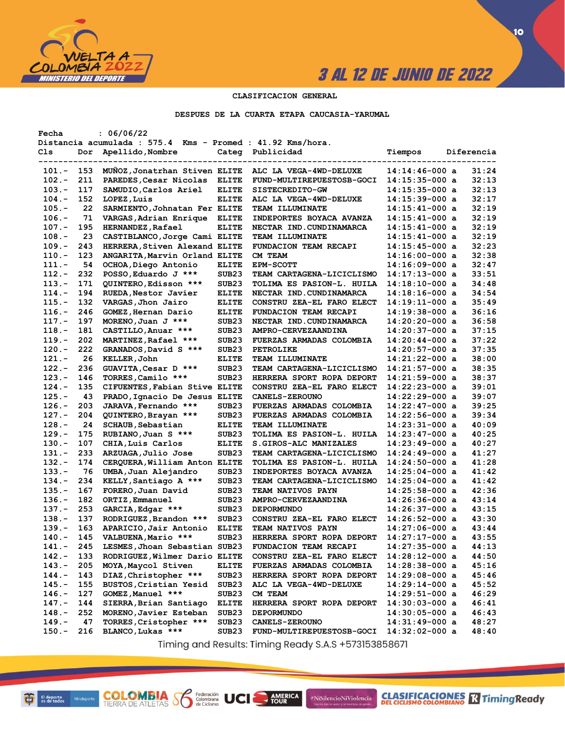CLASIFICACION GENERAL

DESPUES DE LA CUARTA ETAPA CAUCASIA-YARUMAL

Fecha : 06/06/22

Distancia acumulada : 575.4 Kms - Promed : 41.92 Kms/hora.

| Cls | Dor | Apellido,Nombre | Categ | Publicidad | Tiempos | Diferencia |
|---|---|---|---|---|---|---|
| 101.- | 153 | MUÑOZ,Jonatrhan Stiven | ELITE | ALC LA VEGA-4WD-DELUXE | 14:14:46-000 a | 31:24 |
| 102.- | 211 | PAREDES,Cesar Nicolas | ELITE | FUND-MULTIREPUESTOSB-GOCI | 14:15:35-000 a | 32:13 |
| 103.- | 117 | SAMUDIO,Carlos Ariel | ELITE | SISTECREDITO-GW | 14:15:35-000 a | 32:13 |
| 104.- | 152 | LOPEZ,Luis | ELITE | ALC LA VEGA-4WD-DELUXE | 14:15:39-000 a | 32:17 |
| 105.- | 22 | SARMIENTO,Johnatan Fer | ELITE | TEAM ILLUMINATE | 14:15:41-000 a | 32:19 |
| 106.- | 71 | VARGAS,Adrian Enrique | ELITE | INDEPORTES BOYACA AVANZA | 14:15:41-000 a | 32:19 |
| 107.- | 195 | HERNANDEZ,Rafael | ELITE | NECTAR IND.CUNDINAMARCA | 14:15:41-000 a | 32:19 |
| 108.- | 23 | CASTIBLANCO,Jorge Cami | ELITE | TEAM ILLUMINATE | 14:15:41-000 a | 32:19 |
| 109.- | 243 | HERRERA,Stiven Alexand | ELITE | FUNDACION TEAM RECAPI | 14:15:45-000 a | 32:23 |
| 110.- | 123 | ANGARITA,Marvin Orland | ELITE | CM TEAM | 14:16:00-000 a | 32:38 |
| 111.- | 54 | OCHOA,Diego Antonio | ELITE | EPM-SCOTT | 14:16:09-000 a | 32:47 |
| 112.- | 232 | POSSO,Eduardo J *** | SUB23 | TEAM CARTAGENA-LICICLISMO | 14:17:13-000 a | 33:51 |
| 113.- | 171 | QUINTERO,Edisson *** | SUB23 | TOLIMA ES PASION-L. HUILA | 14:18:10-000 a | 34:48 |
| 114.- | 194 | RUEDA,Nestor Javier | ELITE | NECTAR IND.CUNDINAMARCA | 14:18:16-000 a | 34:54 |
| 115.- | 132 | VARGAS,Jhon Jairo | ELITE | CONSTRU ZEA-EL FARO ELECT | 14:19:11-000 a | 35:49 |
| 116.- | 246 | GOMEZ,Hernan Dario | ELITE | FUNDACION TEAM RECAPI | 14:19:38-000 a | 36:16 |
| 117.- | 197 | MORENO,Juan J *** | SUB23 | NECTAR IND.CUNDINAMARCA | 14:20:20-000 a | 36:58 |
| 118.- | 181 | CASTILLO,Anuar *** | SUB23 | AMPRO-CERVEZAANDINA | 14:20:37-000 a | 37:15 |
| 119.- | 202 | MARTINEZ,Rafael *** | SUB23 | FUERZAS ARMADAS COLOMBIA | 14:20:44-000 a | 37:22 |
| 120.- | 222 | GRANADOS,David S *** | SUB23 | PETROLIKE | 14:20:57-000 a | 37:35 |
| 121.- | 26 | KELLER,John | ELITE | TEAM ILLUMINATE | 14:21:22-000 a | 38:00 |
| 122.- | 236 | GUAVITA,Cesar D *** | SUB23 | TEAM CARTAGENA-LICICLISMO | 14:21:57-000 a | 38:35 |
| 123.- | 146 | TORRES,Camilo *** | SUB23 | HERRERA SPORT ROPA DEPORT | 14:21:59-000 a | 38:37 |
| 124.- | 135 | CIFUENTES,Fabian Stive | ELITE | CONSTRU ZEA-EL FARO ELECT | 14:22:23-000 a | 39:01 |
| 125.- | 43 | PRADO,Ignacio De Jesus | ELITE | CANELS-ZEROUNO | 14:22:29-000 a | 39:07 |
| 126.- | 203 | JARAVA,Fernando *** | SUB23 | FUERZAS ARMADAS COLOMBIA | 14:22:47-000 a | 39:25 |
| 127.- | 204 | QUINTERO,Brayan *** | SUB23 | FUERZAS ARMADAS COLOMBIA | 14:22:56-000 a | 39:34 |
| 128.- | 24 | SCHAUB,Sebastian | ELITE | TEAM ILLUMINATE | 14:23:31-000 a | 40:09 |
| 129.- | 175 | RUBIANO,Juan S *** | SUB23 | TOLIMA ES PASION-L. HUILA | 14:23:47-000 a | 40:25 |
| 130.- | 107 | CHIA,Luis Carlos | ELITE | S.GIROS-ALC MANIZALES | 14:23:49-000 a | 40:27 |
| 131.- | 233 | ARZUAGA,Julio Jose | SUB23 | TEAM CARTAGENA-LICICLISMO | 14:24:49-000 a | 41:27 |
| 132.- | 174 | CERQUERA,William Anton | ELITE | TOLIMA ES PASION-L. HUILA | 14:24:50-000 a | 41:28 |
| 133.- | 76 | UMBA,Juan Alejandro | SUB23 | INDEPORTES BOYACA AVANZA | 14:25:04-000 a | 41:42 |
| 134.- | 234 | KELLY,Santiago A *** | SUB23 | TEAM CARTAGENA-LICICLISMO | 14:25:04-000 a | 41:42 |
| 135.- | 167 | FORERO,Juan David | SUB23 | TEAM NATIVOS PAYN | 14:25:58-000 a | 42:36 |
| 136.- | 182 | ORTIZ,Emmanuel | SUB23 | AMPRO-CERVEZAANDINA | 14:26:36-000 a | 43:14 |
| 137.- | 253 | GARCIA,Edgar *** | SUB23 | DEPORMUNDO | 14:26:37-000 a | 43:15 |
| 138.- | 137 | RODRIGUEZ,Brandon *** | SUB23 | CONSTRU ZEA-EL FARO ELECT | 14:26:52-000 a | 43:30 |
| 139.- | 163 | APARICIO,Jair Antonio | ELITE | TEAM NATIVOS PAYN | 14:27:06-000 a | 43:44 |
| 140.- | 145 | VALBUENA,Mario *** | SUB23 | HERRERA SPORT ROPA DEPORT | 14:27:17-000 a | 43:55 |
| 141.- | 245 | LESMES,Jhoan Sebastian | SUB23 | FUNDACION TEAM RECAPI | 14:27:35-000 a | 44:13 |
| 142.- | 133 | RODRIGUEZ,Wilmer Dario | ELITE | CONSTRU ZEA-EL FARO ELECT | 14:28:12-000 a | 44:50 |
| 143.- | 205 | MOYA,Maycol Stiven | ELITE | FUERZAS ARMADAS COLOMBIA | 14:28:38-000 a | 45:16 |
| 144.- | 143 | DIAZ,Christopher *** | SUB23 | HERRERA SPORT ROPA DEPORT | 14:29:08-000 a | 45:46 |
| 145.- | 155 | BUSTOS,Cristian Yesid | SUB23 | ALC LA VEGA-4WD-DELUXE | 14:29:14-000 a | 45:52 |
| 146.- | 127 | GOMEZ,Manuel *** | SUB23 | CM TEAM | 14:29:51-000 a | 46:29 |
| 147.- | 144 | SIERRA,Brian Santiago | ELITE | HERRERA SPORT ROPA DEPORT | 14:30:03-000 a | 46:41 |
| 148.- | 252 | MORENO,Javier Esteban | SUB23 | DEPORMUNDO | 14:30:05-000 a | 46:43 |
| 149.- | 47 | TORRES,Cristopher *** | SUB23 | CANELS-ZEROUNO | 14:31:49-000 a | 48:27 |
| 150.- | 216 | BLANCO,Lukas *** | SUB23 | FUND-MULTIREPUESTOSB-GOCI | 14:32:02-000 a | 48:40 |

Timing and Results: Timing Ready S.A.S +573153858671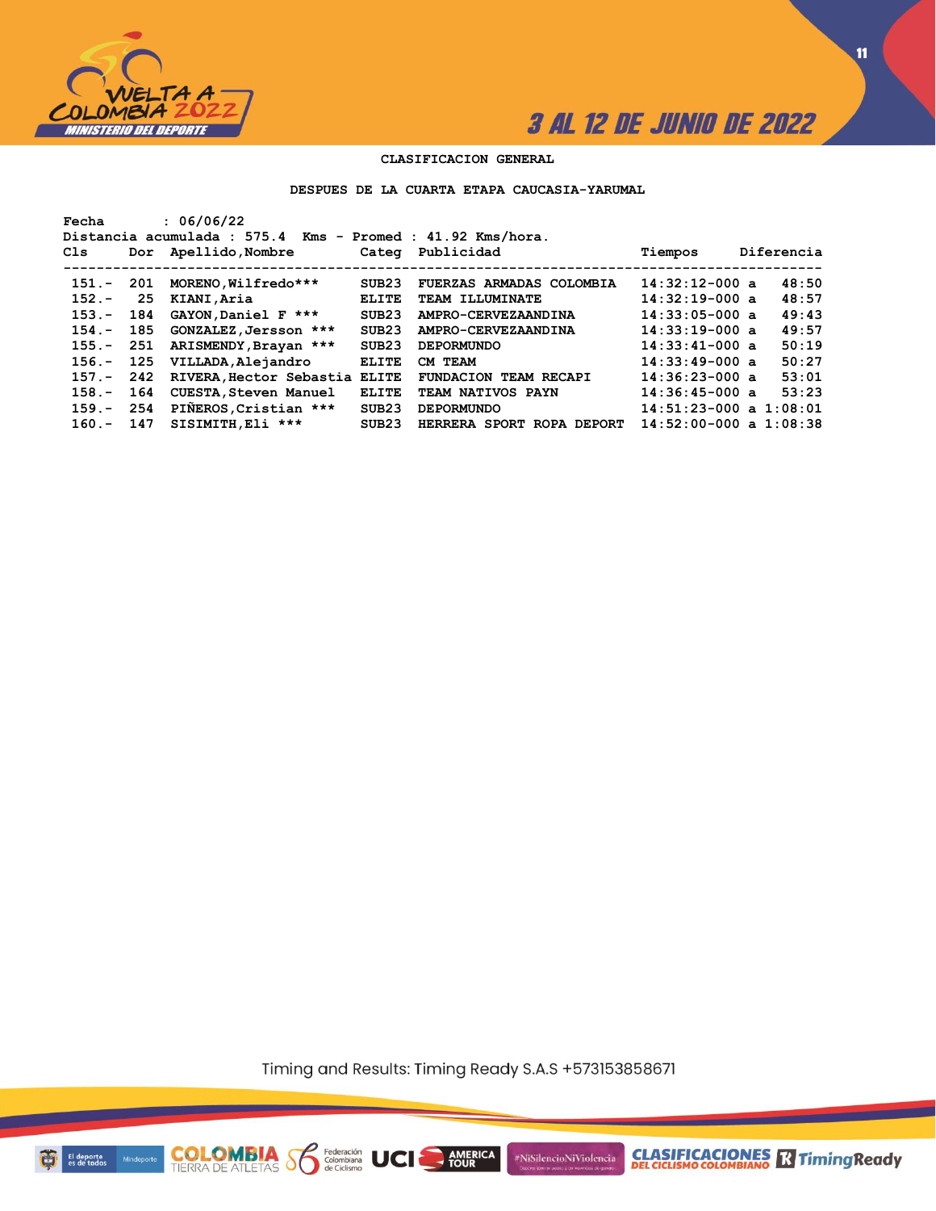CLASIFICACION GENERAL

DESPUES DE LA CUARTA ETAPA CAUCASIA-YARUMAL

Fecha : 06/06/22
Distancia acumulada : 575.4 Kms - Promed : 41.92 Kms/hora.

| Cls | Dor | Apellido,Nombre | Categ | Publicidad | Tiempos | Diferencia |
|---|---|---|---|---|---|---|
| 151.- | 201 | MORENO,Wilfredo*** | SUB23 | FUERZAS ARMADAS COLOMBIA | 14:32:12-000 | a 48:50 |
| 152.- | 25 | KIANI,Aria | ELITE | TEAM ILLUMINATE | 14:32:19-000 | a 48:57 |
| 153.- | 184 | GAYON,Daniel F *** | SUB23 | AMPRO-CERVEZAANDINA | 14:33:05-000 | a 49:43 |
| 154.- | 185 | GONZALEZ,Jersson *** | SUB23 | AMPRO-CERVEZAANDINA | 14:33:19-000 | a 49:57 |
| 155.- | 251 | ARISMENDY,Brayan *** | SUB23 | DEPORMUNDO | 14:33:41-000 | a 50:19 |
| 156.- | 125 | VILLADA,Alejandro | ELITE | CM TEAM | 14:33:49-000 | a 50:27 |
| 157.- | 242 | RIVERA,Hector Sebastia | ELITE | FUNDACION TEAM RECAPI | 14:36:23-000 | a 53:01 |
| 158.- | 164 | CUESTA,Steven Manuel | ELITE | TEAM NATIVOS PAYN | 14:36:45-000 | a 53:23 |
| 159.- | 254 | PIÑEROS,Cristian *** | SUB23 | DEPORMUNDO | 14:51:23-000 | a 1:08:01 |
| 160.- | 147 | SISIMITH,Eli *** | SUB23 | HERRERA SPORT ROPA DEPORT | 14:52:00-000 | a 1:08:38 |

Timing and Results: Timing Ready S.A.S +573153858671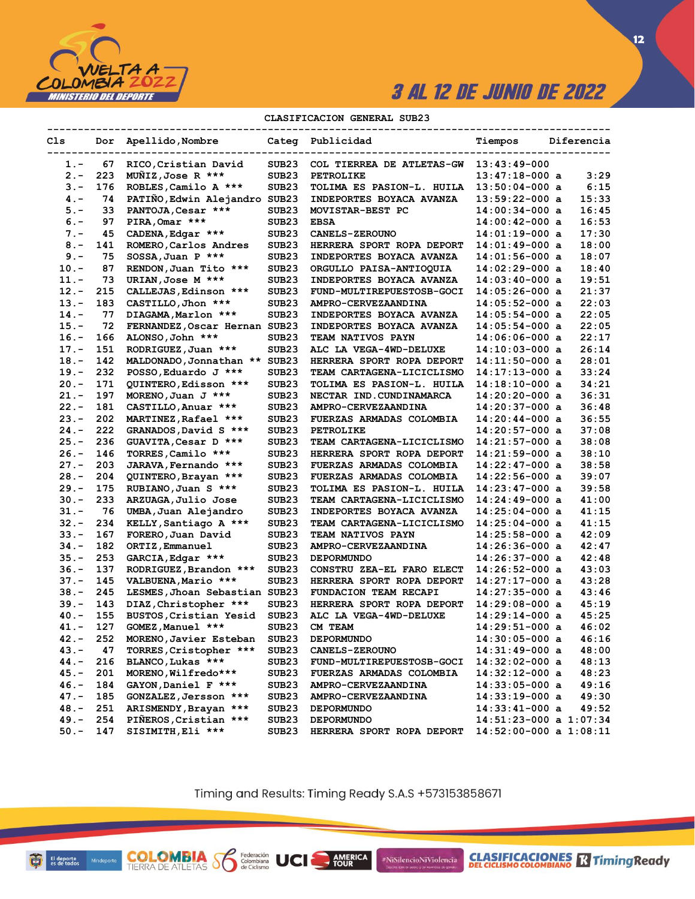3 AL 12 DE JUNIO DE 2022

## CLASIFICACION GENERAL SUB23

| Cls | Dor | Apellido,Nombre | Categ | Publicidad | Tiempos | Diferencia |
|---|---|---|---|---|---|---|
| 1.- | 67 | RICO,Cristian David | SUB23 | COL TIERREA DE ATLETAS-GW | 13:43:49-000 | |
| 2.- | 223 | MUÑIZ,Jose R *** | SUB23 | PETROLIKE | 13:47:18-000 a | 3:29 |
| 3.- | 176 | ROBLES,Camilo A *** | SUB23 | TOLIMA ES PASION-L. HUILA | 13:50:04-000 a | 6:15 |
| 4.- | 74 | PATIÑO,Edwin Alejandro | SUB23 | INDEPORTES BOYACA AVANZA | 13:59:22-000 a | 15:33 |
| 5.- | 33 | PANTOJA,Cesar *** | SUB23 | MOVISTAR-BEST PC | 14:00:34-000 a | 16:45 |
| 6.- | 97 | PIRA,Omar *** | SUB23 | EBSA | 14:00:42-000 a | 16:53 |
| 7.- | 45 | CADENA,Edgar *** | SUB23 | CANELS-ZEROUNO | 14:01:19-000 a | 17:30 |
| 8.- | 141 | ROMERO,Carlos Andres | SUB23 | HERRERA SPORT ROPA DEPORT | 14:01:49-000 a | 18:00 |
| 9.- | 75 | SOSSA,Juan P *** | SUB23 | INDEPORTES BOYACA AVANZA | 14:01:56-000 a | 18:07 |
| 10.- | 87 | RENDON,Juan Tito *** | SUB23 | ORGULLO PAISA-ANTIOQUIA | 14:02:29-000 a | 18:40 |
| 11.- | 73 | URIAN,Jose M *** | SUB23 | INDEPORTES BOYACA AVANZA | 14:03:40-000 a | 19:51 |
| 12.- | 215 | CALLEJAS,Edinson *** | SUB23 | FUND-MULTIREPUESTOSB-GOCI | 14:05:26-000 a | 21:37 |
| 13.- | 183 | CASTILLO,Jhon *** | SUB23 | AMPRO-CERVEZAANDINA | 14:05:52-000 a | 22:03 |
| 14.- | 77 | DIAGAMA,Marlon *** | SUB23 | INDEPORTES BOYACA AVANZA | 14:05:54-000 a | 22:05 |
| 15.- | 72 | FERNANDEZ,Oscar Hernan | SUB23 | INDEPORTES BOYACA AVANZA | 14:05:54-000 a | 22:05 |
| 16.- | 166 | ALONSO,John *** | SUB23 | TEAM NATIVOS PAYN | 14:06:06-000 a | 22:17 |
| 17.- | 151 | RODRIGUEZ,Juan *** | SUB23 | ALC LA VEGA-4WD-DELUXE | 14:10:03-000 a | 26:14 |
| 18.- | 142 | MALDONADO,Jonnathan ** | SUB23 | HERRERA SPORT ROPA DEPORT | 14:11:50-000 a | 28:01 |
| 19.- | 232 | POSSO,Eduardo J *** | SUB23 | TEAM CARTAGENA-LICICLISMO | 14:17:13-000 a | 33:24 |
| 20.- | 171 | QUINTERO,Edisson *** | SUB23 | TOLIMA ES PASION-L. HUILA | 14:18:10-000 a | 34:21 |
| 21.- | 197 | MORENO,Juan J *** | SUB23 | NECTAR IND.CUNDINAMARCA | 14:20:20-000 a | 36:31 |
| 22.- | 181 | CASTILLO,Anuar *** | SUB23 | AMPRO-CERVEZAANDINA | 14:20:37-000 a | 36:48 |
| 23.- | 202 | MARTINEZ,Rafael *** | SUB23 | FUERZAS ARMADAS COLOMBIA | 14:20:44-000 a | 36:55 |
| 24.- | 222 | GRANADOS,David S *** | SUB23 | PETROLIKE | 14:20:57-000 a | 37:08 |
| 25.- | 236 | GUAVITA,Cesar D *** | SUB23 | TEAM CARTAGENA-LICICLISMO | 14:21:57-000 a | 38:08 |
| 26.- | 146 | TORRES,Camilo *** | SUB23 | HERRERA SPORT ROPA DEPORT | 14:21:59-000 a | 38:10 |
| 27.- | 203 | JARAVA,Fernando *** | SUB23 | FUERZAS ARMADAS COLOMBIA | 14:22:47-000 a | 38:58 |
| 28.- | 204 | QUINTERO,Brayan *** | SUB23 | FUERZAS ARMADAS COLOMBIA | 14:22:56-000 a | 39:07 |
| 29.- | 175 | RUBIANO,Juan S *** | SUB23 | TOLIMA ES PASION-L. HUILA | 14:23:47-000 a | 39:58 |
| 30.- | 233 | ARZUAGA,Julio Jose | SUB23 | TEAM CARTAGENA-LICICLISMO | 14:24:49-000 a | 41:00 |
| 31.- | 76 | UMBA,Juan Alejandro | SUB23 | INDEPORTES BOYACA AVANZA | 14:25:04-000 a | 41:15 |
| 32.- | 234 | KELLY,Santiago A *** | SUB23 | TEAM CARTAGENA-LICICLISMO | 14:25:04-000 a | 41:15 |
| 33.- | 167 | FORERO,Juan David | SUB23 | TEAM NATIVOS PAYN | 14:25:58-000 a | 42:09 |
| 34.- | 182 | ORTIZ,Emmanuel | SUB23 | AMPRO-CERVEZAANDINA | 14:26:36-000 a | 42:47 |
| 35.- | 253 | GARCIA,Edgar *** | SUB23 | DEPORMUNDO | 14:26:37-000 a | 42:48 |
| 36.- | 137 | RODRIGUEZ,Brandon *** | SUB23 | CONSTRU ZEA-EL FARO ELECT | 14:26:52-000 a | 43:03 |
| 37.- | 145 | VALBUENA,Mario *** | SUB23 | HERRERA SPORT ROPA DEPORT | 14:27:17-000 a | 43:28 |
| 38.- | 245 | LESMES,Jhoan Sebastian | SUB23 | FUNDACION TEAM RECAPI | 14:27:35-000 a | 43:46 |
| 39.- | 143 | DIAZ,Christopher *** | SUB23 | HERRERA SPORT ROPA DEPORT | 14:29:08-000 a | 45:19 |
| 40.- | 155 | BUSTOS,Cristian Yesid | SUB23 | ALC LA VEGA-4WD-DELUXE | 14:29:14-000 a | 45:25 |
| 41.- | 127 | GOMEZ,Manuel *** | SUB23 | CM TEAM | 14:29:51-000 a | 46:02 |
| 42.- | 252 | MORENO,Javier Esteban | SUB23 | DEPORMUNDO | 14:30:05-000 a | 46:16 |
| 43.- | 47 | TORRES,Cristopher *** | SUB23 | CANELS-ZEROUNO | 14:31:49-000 a | 48:00 |
| 44.- | 216 | BLANCO,Lukas *** | SUB23 | FUND-MULTIREPUESTOSB-GOCI | 14:32:02-000 a | 48:13 |
| 45.- | 201 | MORENO,Wilfredo*** | SUB23 | FUERZAS ARMADAS COLOMBIA | 14:32:12-000 a | 48:23 |
| 46.- | 184 | GAYON,Daniel F *** | SUB23 | AMPRO-CERVEZAANDINA | 14:33:05-000 a | 49:16 |
| 47.- | 185 | GONZALEZ,Jersson *** | SUB23 | AMPRO-CERVEZAANDINA | 14:33:19-000 a | 49:30 |
| 48.- | 251 | ARISMENDY,Brayan *** | SUB23 | DEPORMUNDO | 14:33:41-000 a | 49:52 |
| 49.- | 254 | PIÑEROS,Cristian *** | SUB23 | DEPORMUNDO | 14:51:23-000 a | 1:07:34 |
| 50.- | 147 | SISIMITH,Eli *** | SUB23 | HERRERA SPORT ROPA DEPORT | 14:52:00-000 a | 1:08:11 |

Timing and Results: Timing Ready S.A.S +573153858671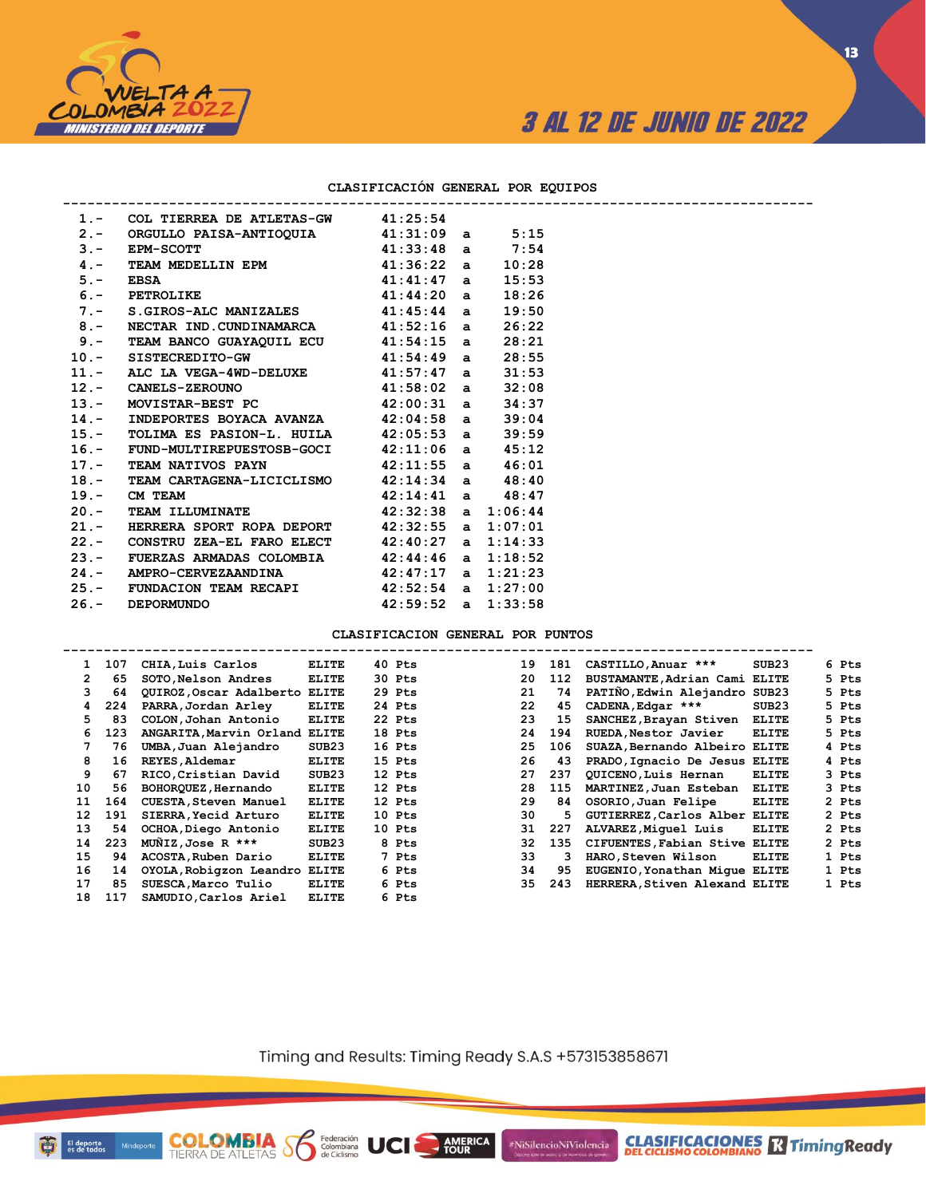3 AL 12 DE JUNIO DE 2022

## CLASIFICACIÓN GENERAL POR EQUIPOS

| Pos. | Equipo | Tiempo | | Diferencia |
|---|---|---|---|---|
| 1.- | COL TIERREA DE ATLETAS-GW | 41:25:54 | | |
| 2.- | ORGULLO PAISA-ANTIOQUIA | 41:31:09 | a | 5:15 |
| 3.- | EPM-SCOTT | 41:33:48 | a | 7:54 |
| 4.- | TEAM MEDELLIN EPM | 41:36:22 | a | 10:28 |
| 5.- | EBSA | 41:41:47 | a | 15:53 |
| 6.- | PETROLIKE | 41:44:20 | a | 18:26 |
| 7.- | S.GIROS-ALC MANIZALES | 41:45:44 | a | 19:50 |
| 8.- | NECTAR IND.CUNDINAMARCA | 41:52:16 | a | 26:22 |
| 9.- | TEAM BANCO GUAYAQUIL ECU | 41:54:15 | a | 28:21 |
| 10.- | SISTECREDITO-GW | 41:54:49 | a | 28:55 |
| 11.- | ALC LA VEGA-4WD-DELUXE | 41:57:47 | a | 31:53 |
| 12.- | CANELS-ZEROUNO | 41:58:02 | a | 32:08 |
| 13.- | MOVISTAR-BEST PC | 42:00:31 | a | 34:37 |
| 14.- | INDEPORTES BOYACA AVANZA | 42:04:58 | a | 39:04 |
| 15.- | TOLIMA ES PASION-L. HUILA | 42:05:53 | a | 39:59 |
| 16.- | FUND-MULTIREPUESTOSB-GOCI | 42:11:06 | a | 45:12 |
| 17.- | TEAM NATIVOS PAYN | 42:11:55 | a | 46:01 |
| 18.- | TEAM CARTAGENA-LICICLISMO | 42:14:34 | a | 48:40 |
| 19.- | CM TEAM | 42:14:41 | a | 48:47 |
| 20.- | TEAM ILLUMINATE | 42:32:38 | a | 1:06:44 |
| 21.- | HERRERA SPORT ROPA DEPORT | 42:32:55 | a | 1:07:01 |
| 22.- | CONSTRU ZEA-EL FARO ELECT | 42:40:27 | a | 1:14:33 |
| 23.- | FUERZAS ARMADAS COLOMBIA | 42:44:46 | a | 1:18:52 |
| 24.- | AMPRO-CERVEZAANDINA | 42:47:17 | a | 1:21:23 |
| 25.- | FUNDACION TEAM RECAPI | 42:52:54 | a | 1:27:00 |
| 26.- | DEPORMUNDO | 42:59:52 | a | 1:33:58 |

## CLASIFICACION GENERAL POR PUNTOS

| Pos. | Dorsal | Nombre | Categoría | Puntos |
|---|---|---|---|---|
| 1 | 107 | CHIA,Luis Carlos | ELITE | 40 Pts |
| 2 | 65 | SOTO,Nelson Andres | ELITE | 30 Pts |
| 3 | 64 | QUIROZ,Oscar Adalberto | ELITE | 29 Pts |
| 4 | 224 | PARRA,Jordan Arley | ELITE | 24 Pts |
| 5 | 83 | COLON,Johan Antonio | ELITE | 22 Pts |
| 6 | 123 | ANGARITA,Marvin Orland | ELITE | 18 Pts |
| 7 | 76 | UMBA,Juan Alejandro | SUB23 | 16 Pts |
| 8 | 16 | REYES,Aldemar | ELITE | 15 Pts |
| 9 | 67 | RICO,Cristian David | SUB23 | 12 Pts |
| 10 | 56 | BOHORQUEZ,Hernando | ELITE | 12 Pts |
| 11 | 164 | CUESTA,Steven Manuel | ELITE | 12 Pts |
| 12 | 191 | SIERRA,Yecid Arturo | ELITE | 10 Pts |
| 13 | 54 | OCHOA,Diego Antonio | ELITE | 10 Pts |
| 14 | 223 | MUÑIZ,Jose R *** | SUB23 | 8 Pts |
| 15 | 94 | ACOSTA,Ruben Dario | ELITE | 7 Pts |
| 16 | 14 | OYOLA,Robigzon Leandro | ELITE | 6 Pts |
| 17 | 85 | SUESCA,Marco Tulio | ELITE | 6 Pts |
| 18 | 117 | SAMUDIO,Carlos Ariel | ELITE | 6 Pts |
| 19 | 181 | CASTILLO,Anuar *** | SUB23 | 6 Pts |
| 20 | 112 | BUSTAMANTE,Adrian Cami | ELITE | 5 Pts |
| 21 | 74 | PATIÑO,Edwin Alejandro | SUB23 | 5 Pts |
| 22 | 45 | CADENA,Edgar *** | SUB23 | 5 Pts |
| 23 | 15 | SANCHEZ,Brayan Stiven | ELITE | 5 Pts |
| 24 | 194 | RUEDA,Nestor Javier | ELITE | 5 Pts |
| 25 | 106 | SUAZA,Bernando Albeiro | ELITE | 4 Pts |
| 26 | 43 | PRADO,Ignacio De Jesus | ELITE | 4 Pts |
| 27 | 237 | QUICENO,Luis Hernan | ELITE | 3 Pts |
| 28 | 115 | MARTINEZ,Juan Esteban | ELITE | 3 Pts |
| 29 | 84 | OSORIO,Juan Felipe | ELITE | 2 Pts |
| 30 | 5 | GUTIERREZ,Carlos Alber | ELITE | 2 Pts |
| 31 | 227 | ALVAREZ,Miguel Luis | ELITE | 2 Pts |
| 32 | 135 | CIFUENTES,Fabian Stive | ELITE | 2 Pts |
| 33 | 3 | HARO,Steven Wilson | ELITE | 1 Pts |
| 34 | 95 | EUGENIO,Yonathan Migue | ELITE | 1 Pts |
| 35 | 243 | HERRERA,Stiven Alexand | ELITE | 1 Pts |

Timing and Results: Timing Ready S.A.S +573153858671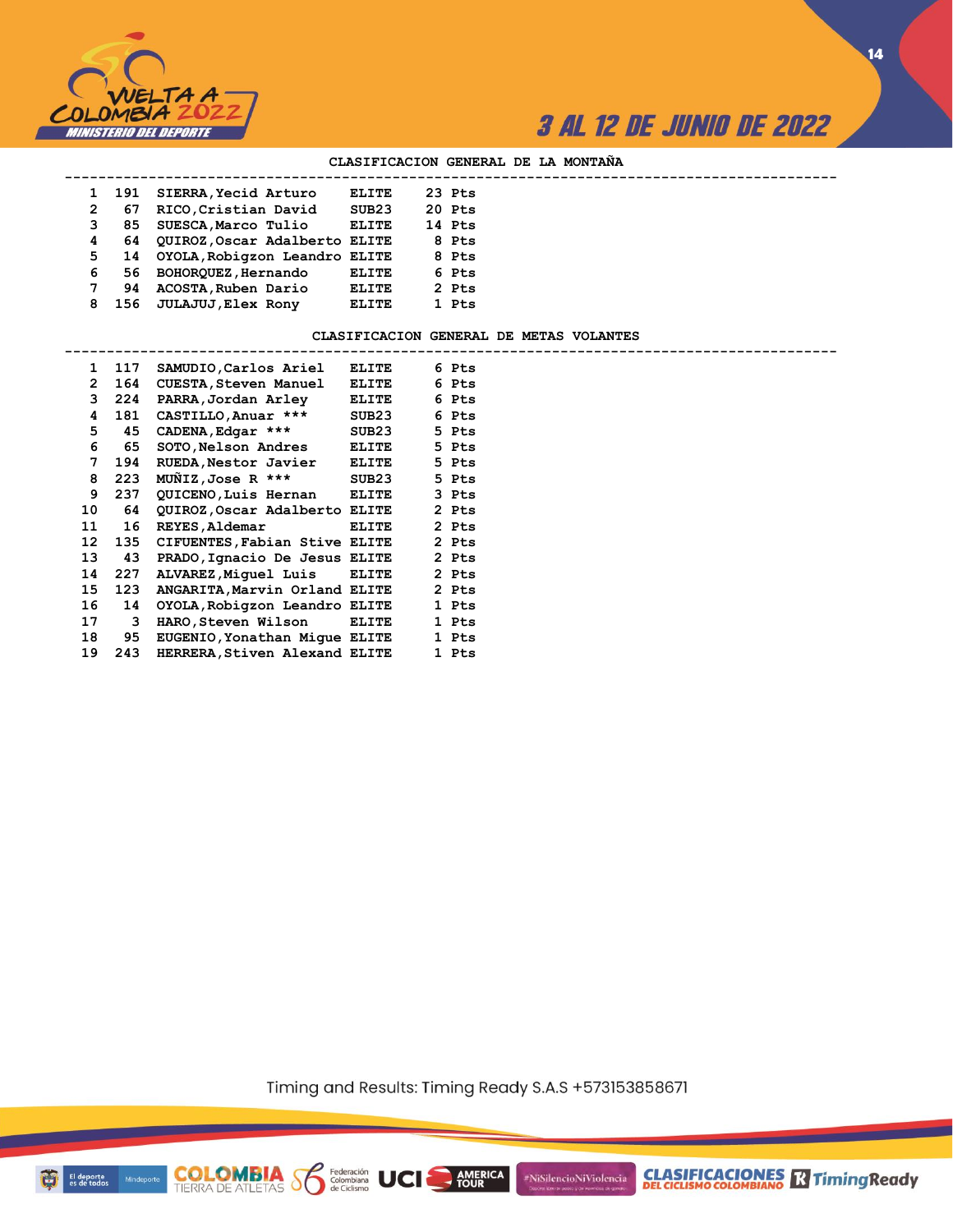## CLASIFICACION GENERAL DE LA MONTAÑA

| Pos | Dorsal | Nombre | Categoría | Puntos |
|---|---|---|---|---|
| 1 | 191 | SIERRA,Yecid Arturo | ELITE | 23 Pts |
| 2 | 67 | RICO,Cristian David | SUB23 | 20 Pts |
| 3 | 85 | SUESCA,Marco Tulio | ELITE | 14 Pts |
| 4 | 64 | QUIROZ,Oscar Adalberto | ELITE | 8 Pts |
| 5 | 14 | OYOLA,Robigzon Leandro | ELITE | 8 Pts |
| 6 | 56 | BOHORQUEZ,Hernando | ELITE | 6 Pts |
| 7 | 94 | ACOSTA,Ruben Dario | ELITE | 2 Pts |
| 8 | 156 | JULAJUJ,Elex Rony | ELITE | 1 Pts |

## CLASIFICACION GENERAL DE METAS VOLANTES

| Pos | Dorsal | Nombre | Categoría | Puntos |
|---|---|---|---|---|
| 1 | 117 | SAMUDIO,Carlos Ariel | ELITE | 6 Pts |
| 2 | 164 | CUESTA,Steven Manuel | ELITE | 6 Pts |
| 3 | 224 | PARRA,Jordan Arley | ELITE | 6 Pts |
| 4 | 181 | CASTILLO,Anuar *** | SUB23 | 6 Pts |
| 5 | 45 | CADENA,Edgar *** | SUB23 | 5 Pts |
| 6 | 65 | SOTO,Nelson Andres | ELITE | 5 Pts |
| 7 | 194 | RUEDA,Nestor Javier | ELITE | 5 Pts |
| 8 | 223 | MUÑIZ,Jose R *** | SUB23 | 5 Pts |
| 9 | 237 | QUICENO,Luis Hernan | ELITE | 3 Pts |
| 10 | 64 | QUIROZ,Oscar Adalberto | ELITE | 2 Pts |
| 11 | 16 | REYES,Aldemar | ELITE | 2 Pts |
| 12 | 135 | CIFUENTES,Fabian Stive | ELITE | 2 Pts |
| 13 | 43 | PRADO,Ignacio De Jesus | ELITE | 2 Pts |
| 14 | 227 | ALVAREZ,Miguel Luis | ELITE | 2 Pts |
| 15 | 123 | ANGARITA,Marvin Orland | ELITE | 2 Pts |
| 16 | 14 | OYOLA,Robigzon Leandro | ELITE | 1 Pts |
| 17 | 3 | HARO,Steven Wilson | ELITE | 1 Pts |
| 18 | 95 | EUGENIO,Yonathan Migue | ELITE | 1 Pts |
| 19 | 243 | HERRERA,Stiven Alexand | ELITE | 1 Pts |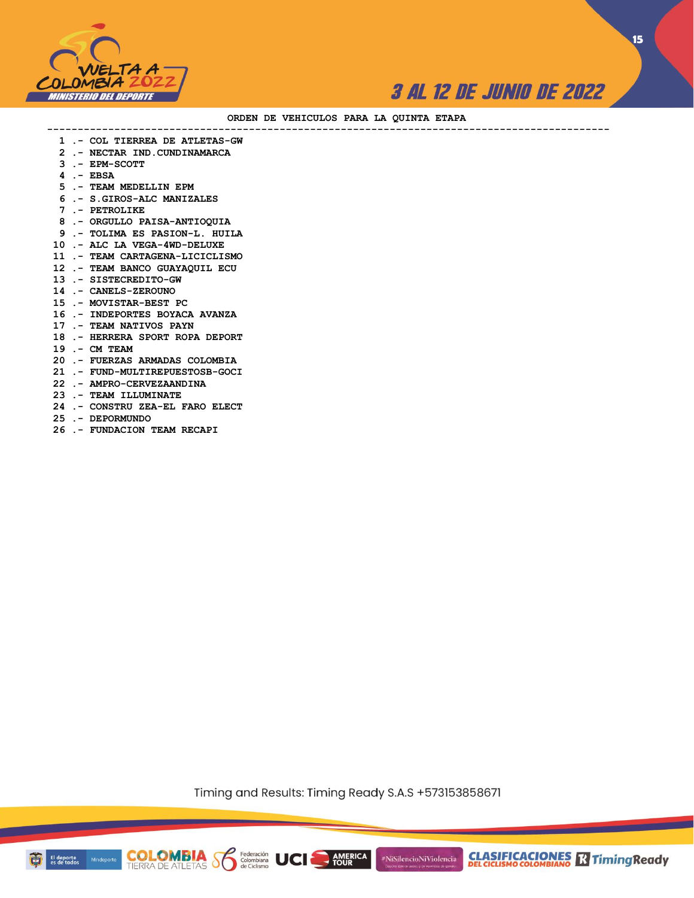## ORDEN DE VEHICULOS PARA LA QUINTA ETAPA

1 .- COL TIERREA DE ATLETAS-GW
2 .- NECTAR IND.CUNDINAMARCA
3 .- EPM-SCOTT
4 .- EBSA
5 .- TEAM MEDELLIN EPM
6 .- S.GIROS-ALC MANIZALES
7 .- PETROLIKE
8 .- ORGULLO PAISA-ANTIOQUIA
9 .- TOLIMA ES PASION-L. HUILA
10 .- ALC LA VEGA-4WD-DELUXE
11 .- TEAM CARTAGENA-LICICLISMO
12 .- TEAM BANCO GUAYAQUIL ECU
13 .- SISTECREDITO-GW
14 .- CANELS-ZEROUNO
15 .- MOVISTAR-BEST PC
16 .- INDEPORTES BOYACA AVANZA
17 .- TEAM NATIVOS PAYN
18 .- HERRERA SPORT ROPA DEPORT
19 .- CM TEAM
20 .- FUERZAS ARMADAS COLOMBIA
21 .- FUND-MULTIREPUESTOSB-GOCI
22 .- AMPRO-CERVEZAANDINA
23 .- TEAM ILLUMINATE
24 .- CONSTRU ZEA-EL FARO ELECT
25 .- DEPORMUNDO
26 .- FUNDACION TEAM RECAPI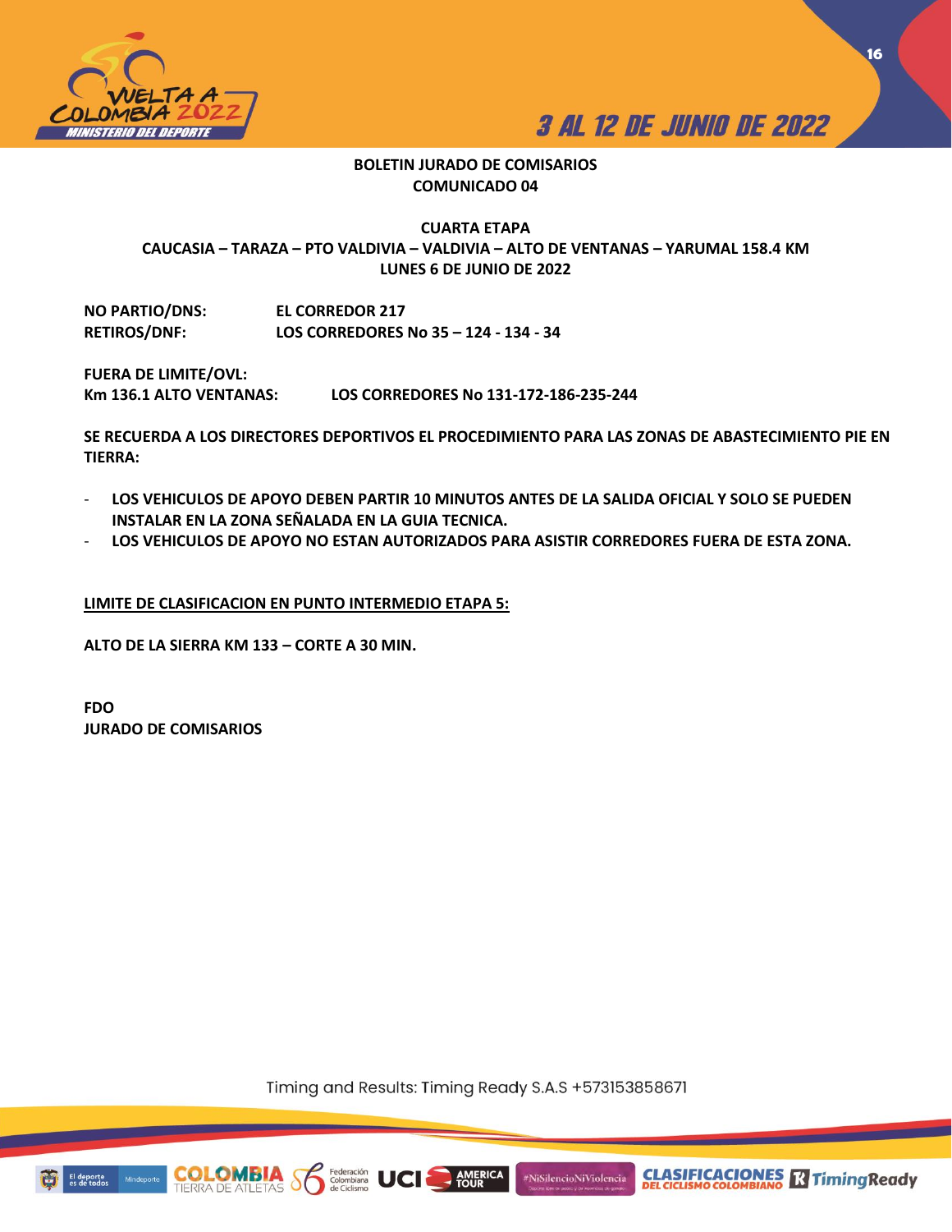**BOLETIN JURADO DE COMISARIOS**
**COMUNICADO 04**

**CUARTA ETAPA**
**CAUCASIA – TARAZA – PTO VALDIVIA – VALDIVIA – ALTO DE VENTANAS – YARUMAL 158.4 KM**
**LUNES 6 DE JUNIO DE 2022**

**NO PARTIO/DNS:** **EL CORREDOR 217**
**RETIROS/DNF:** **LOS CORREDORES No 35 – 124 - 134 - 34**

**FUERA DE LIMITE/OVL:**
**Km 136.1 ALTO VENTANAS:** **LOS CORREDORES No 131-172-186-235-244**

**SE RECUERDA A LOS DIRECTORES DEPORTIVOS EL PROCEDIMIENTO PARA LAS ZONAS DE ABASTECIMIENTO PIE EN TIERRA:**

- **LOS VEHICULOS DE APOYO DEBEN PARTIR 10 MINUTOS ANTES DE LA SALIDA OFICIAL Y SOLO SE PUEDEN INSTALAR EN LA ZONA SEÑALADA EN LA GUIA TECNICA.**
- **LOS VEHICULOS DE APOYO NO ESTAN AUTORIZADOS PARA ASISTIR CORREDORES FUERA DE ESTA ZONA.**

**LIMITE DE CLASIFICACION EN PUNTO INTERMEDIO ETAPA 5:**

**ALTO DE LA SIERRA KM 133 – CORTE A 30 MIN.**

**FDO**
**JURADO DE COMISARIOS**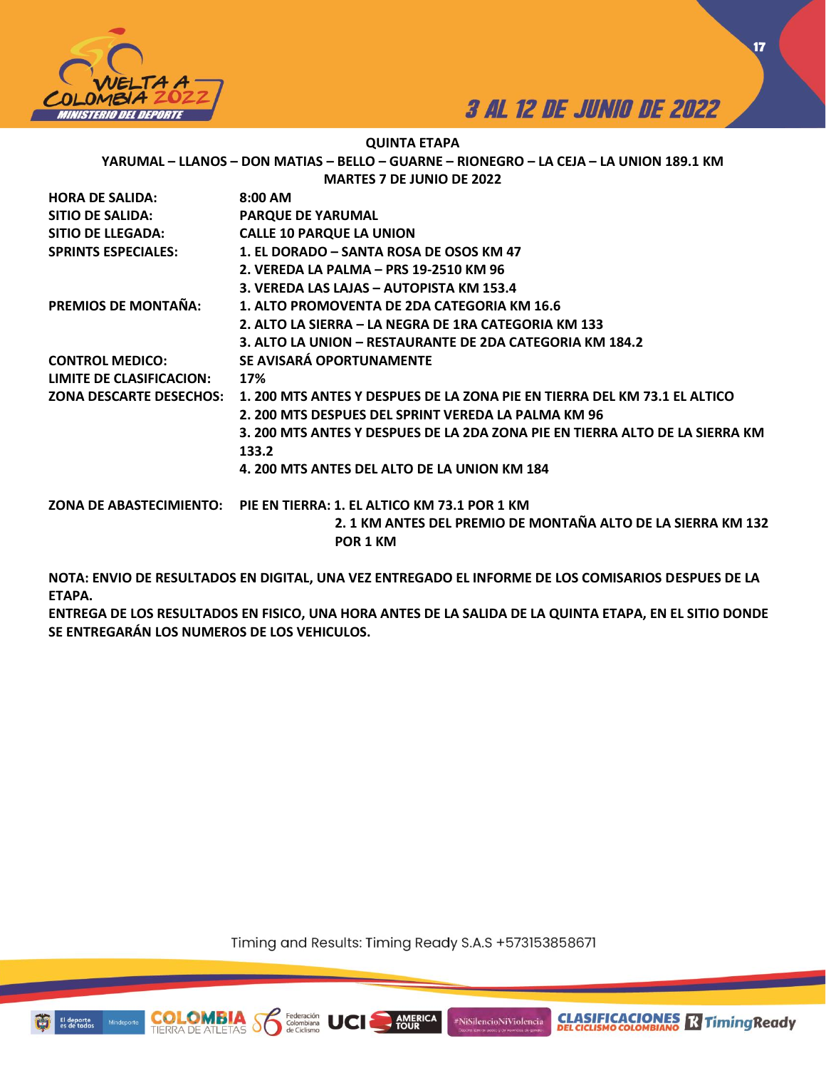# QUINTA ETAPA

## YARUMAL – LLANOS – DON MATIAS – BELLO – GUARNE – RIONEGRO – LA CEJA – LA UNION 189.1 KM

### MARTES 7 DE JUNIO DE 2022

| | |
|---|---|
| **HORA DE SALIDA:** | **8:00 AM** |
| **SITIO DE SALIDA:** | **PARQUE DE YARUMAL** |
| **SITIO DE LLEGADA:** | **CALLE 10 PARQUE LA UNION** |
| **SPRINTS ESPECIALES:** | **1. EL DORADO – SANTA ROSA DE OSOS KM 47**<br>**2. VEREDA LA PALMA – PRS 19-2510 KM 96**<br>**3. VEREDA LAS LAJAS – AUTOPISTA KM 153.4** |
| **PREMIOS DE MONTAÑA:** | **1. ALTO PROMOVENTA DE 2DA CATEGORIA KM 16.6**<br>**2. ALTO LA SIERRA – LA NEGRA DE 1RA CATEGORIA KM 133**<br>**3. ALTO LA UNION – RESTAURANTE DE 2DA CATEGORIA KM 184.2** |
| **CONTROL MEDICO:** | **SE AVISARÁ OPORTUNAMENTE** |
| **LIMITE DE CLASIFICACION:** | **17%** |
| **ZONA DESCARTE DESECHOS:** | **1. 200 MTS ANTES Y DESPUES DE LA ZONA PIE EN TIERRA DEL KM 73.1 EL ALTICO**<br>**2. 200 MTS DESPUES DEL SPRINT VEREDA LA PALMA KM 96**<br>**3. 200 MTS ANTES Y DESPUES DE LA 2DA ZONA PIE EN TIERRA ALTO DE LA SIERRA KM 133.2**<br>**4. 200 MTS ANTES DEL ALTO DE LA UNION KM 184** |
| **ZONA DE ABASTECIMIENTO:** | **PIE EN TIERRA: 1. EL ALTICO KM 73.1 POR 1 KM**<br>**2. 1 KM ANTES DEL PREMIO DE MONTAÑA ALTO DE LA SIERRA KM 132 POR 1 KM** |

**NOTA: ENVIO DE RESULTADOS EN DIGITAL, UNA VEZ ENTREGADO EL INFORME DE LOS COMISARIOS DESPUES DE LA ETAPA.**

**ENTREGA DE LOS RESULTADOS EN FISICO, UNA HORA ANTES DE LA SALIDA DE LA QUINTA ETAPA, EN EL SITIO DONDE SE ENTREGARÁN LOS NUMEROS DE LOS VEHICULOS.**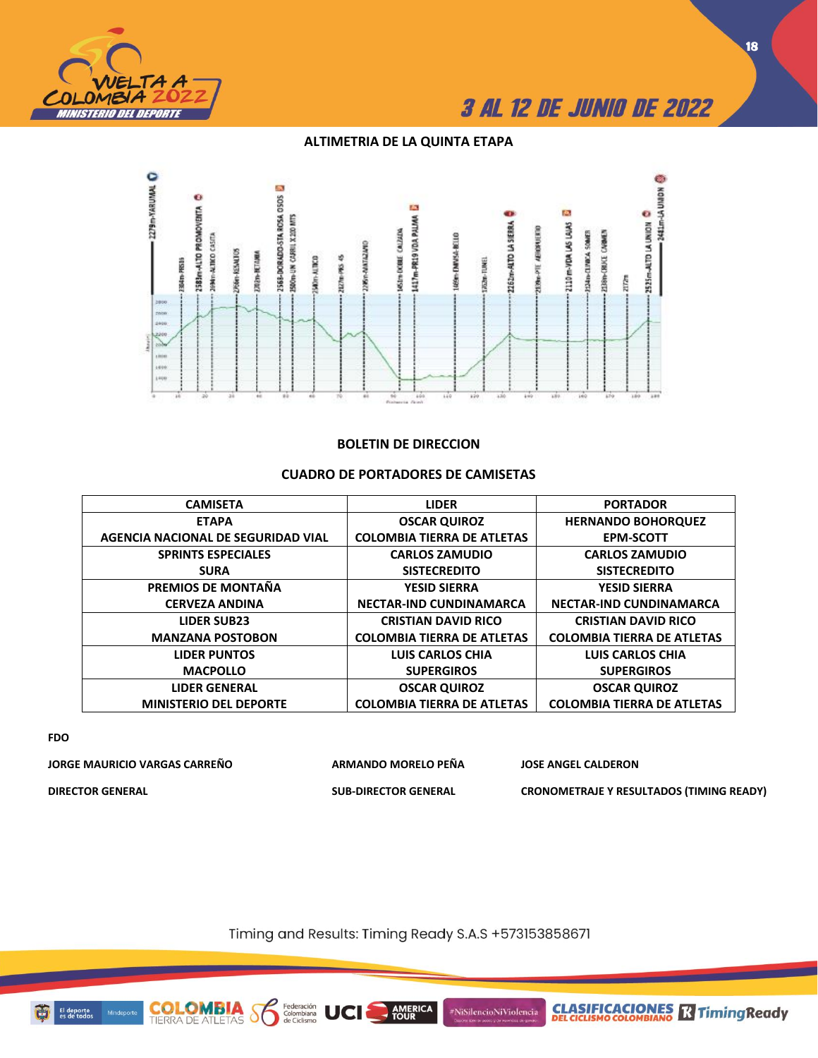## ALTIMETRIA DE LA QUINTA ETAPA

## BOLETIN DE DIRECCION

## CUADRO DE PORTADORES DE CAMISETAS

| CAMISETA | LIDER | PORTADOR |
|---|---|---|
| ETAPA<br>AGENCIA NACIONAL DE SEGURIDAD VIAL | OSCAR QUIROZ<br>COLOMBIA TIERRA DE ATLETAS | HERNANDO BOHORQUEZ<br>EPM-SCOTT |
| SPRINTS ESPECIALES<br>SURA | CARLOS ZAMUDIO<br>SISTECREDITO | CARLOS ZAMUDIO<br>SISTECREDITO |
| PREMIOS DE MONTAÑA<br>CERVEZA ANDINA | YESID SIERRA<br>NECTAR-IND CUNDINAMARCA | YESID SIERRA<br>NECTAR-IND CUNDINAMARCA |
| LIDER SUB23<br>MANZANA POSTOBON | CRISTIAN DAVID RICO<br>COLOMBIA TIERRA DE ATLETAS | CRISTIAN DAVID RICO<br>COLOMBIA TIERRA DE ATLETAS |
| LIDER PUNTOS<br>MACPOLLO | LUIS CARLOS CHIA<br>SUPERGIROS | LUIS CARLOS CHIA<br>SUPERGIROS |
| LIDER GENERAL<br>MINISTERIO DEL DEPORTE | OSCAR QUIROZ<br>COLOMBIA TIERRA DE ATLETAS | OSCAR QUIROZ<br>COLOMBIA TIERRA DE ATLETAS |

**FDO**

**JORGE MAURICIO VARGAS CARREÑO** — **DIRECTOR GENERAL**

**ARMANDO MORELO PEÑA** — **SUB-DIRECTOR GENERAL**

**JOSE ANGEL CALDERON** — **CRONOMETRAJE Y RESULTADOS (TIMING READY)**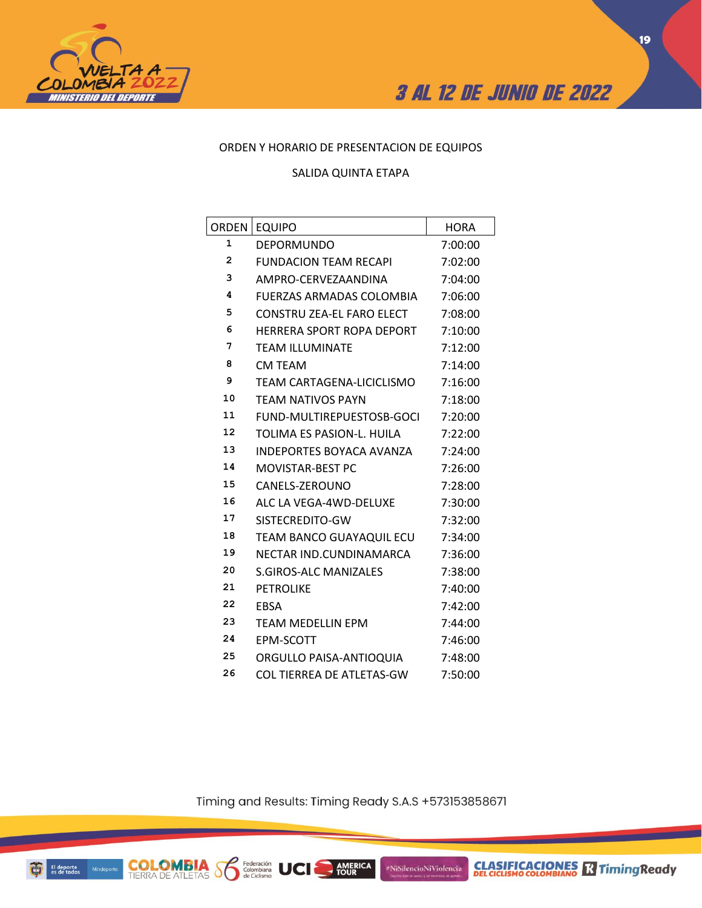ORDEN Y HORARIO DE PRESENTACION DE EQUIPOS

SALIDA QUINTA ETAPA

| ORDEN | EQUIPO | HORA |
|---|---|---|
| 1 | DEPORMUNDO | 7:00:00 |
| 2 | FUNDACION TEAM RECAPI | 7:02:00 |
| 3 | AMPRO-CERVEZAANDINA | 7:04:00 |
| 4 | FUERZAS ARMADAS COLOMBIA | 7:06:00 |
| 5 | CONSTRU ZEA-EL FARO ELECT | 7:08:00 |
| 6 | HERRERA SPORT ROPA DEPORT | 7:10:00 |
| 7 | TEAM ILLUMINATE | 7:12:00 |
| 8 | CM TEAM | 7:14:00 |
| 9 | TEAM CARTAGENA-LICICLISMO | 7:16:00 |
| 10 | TEAM NATIVOS PAYN | 7:18:00 |
| 11 | FUND-MULTIREPUESTOSB-GOCI | 7:20:00 |
| 12 | TOLIMA ES PASION-L. HUILA | 7:22:00 |
| 13 | INDEPORTES BOYACA AVANZA | 7:24:00 |
| 14 | MOVISTAR-BEST PC | 7:26:00 |
| 15 | CANELS-ZEROUNO | 7:28:00 |
| 16 | ALC LA VEGA-4WD-DELUXE | 7:30:00 |
| 17 | SISTECREDITO-GW | 7:32:00 |
| 18 | TEAM BANCO GUAYAQUIL ECU | 7:34:00 |
| 19 | NECTAR IND.CUNDINAMARCA | 7:36:00 |
| 20 | S.GIROS-ALC MANIZALES | 7:38:00 |
| 21 | PETROLIKE | 7:40:00 |
| 22 | EBSA | 7:42:00 |
| 23 | TEAM MEDELLIN EPM | 7:44:00 |
| 24 | EPM-SCOTT | 7:46:00 |
| 25 | ORGULLO PAISA-ANTIOQUIA | 7:48:00 |
| 26 | COL TIERREA DE ATLETAS-GW | 7:50:00 |

Timing and Results: Timing Ready S.A.S +573153858671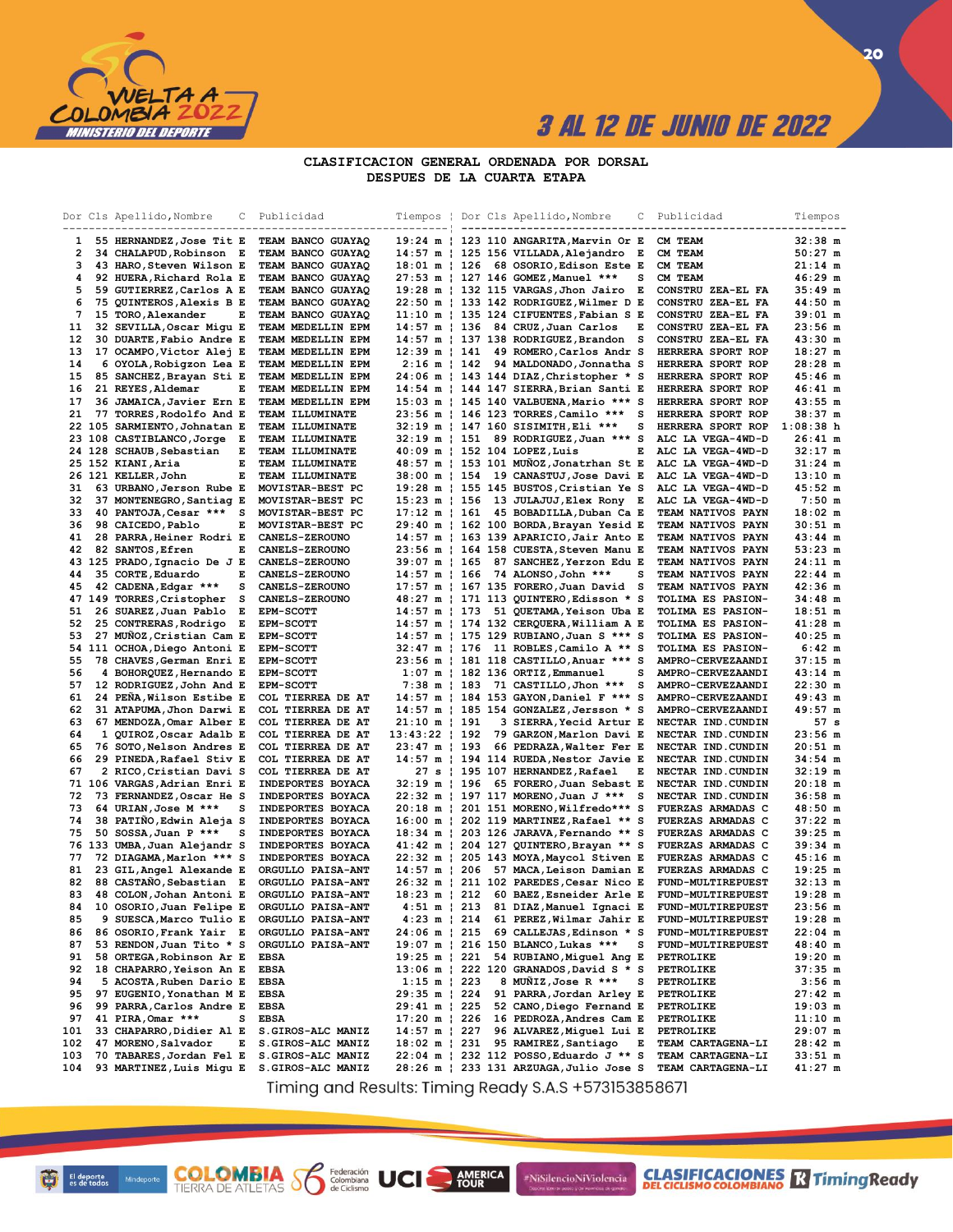# CLASIFICACION GENERAL ORDENADA POR DORSAL
## DESPUES DE LA CUARTA ETAPA

| Dor | Cls | Apellido,Nombre | C | Publicidad | Tiempos |
|---|---|---|---|---|---|
| 1 | 55 | HERNANDEZ,Jose Tit | E | TEAM BANCO GUAYAQ | 19:24 m |
| 2 | 34 | CHALAPUD,Robinson | E | TEAM BANCO GUAYAQ | 14:57 m |
| 3 | 43 | HARO,Steven Wilson | E | TEAM BANCO GUAYAQ | 18:01 m |
| 4 | 92 | HUERA,Richard Rola | E | TEAM BANCO GUAYAQ | 27:53 m |
| 5 | 59 | GUTIERREZ,Carlos A | E | TEAM BANCO GUAYAQ | 19:28 m |
| 6 | 75 | QUINTEROS,Alexis B | E | TEAM BANCO GUAYAQ | 22:50 m |
| 7 | 15 | TORO,Alexander | E | TEAM BANCO GUAYAQ | 11:10 m |
| 11 | 32 | SEVILLA,Oscar Migu | E | TEAM MEDELLIN EPM | 14:57 m |
| 12 | 30 | DUARTE,Fabio Andre | E | TEAM MEDELLIN EPM | 14:57 m |
| 13 | 17 | OCAMPO,Victor Alej | E | TEAM MEDELLIN EPM | 12:39 m |
| 14 | 6 | OYOLA,Robigzon Lea | E | TEAM MEDELLIN EPM | 2:16 m |
| 15 | 85 | SANCHEZ,Brayan Sti | E | TEAM MEDELLIN EPM | 24:06 m |
| 16 | 21 | REYES,Aldemar | E | TEAM MEDELLIN EPM | 14:54 m |
| 17 | 36 | JAMAICA,Javier Ern | E | TEAM MEDELLIN EPM | 15:03 m |
| 21 | 77 | TORRES,Rodolfo And | E | TEAM ILLUMINATE | 23:56 m |
| 22 | 105 | SARMIENTO,Johnatan | E | TEAM ILLUMINATE | 32:19 m |
| 23 | 108 | CASTIBLANCO,Jorge | E | TEAM ILLUMINATE | 32:19 m |
| 24 | 128 | SCHAUB,Sebastian | E | TEAM ILLUMINATE | 40:09 m |
| 25 | 152 | KIANI,Aria | E | TEAM ILLUMINATE | 48:57 m |
| 26 | 121 | KELLER,John | E | TEAM ILLUMINATE | 38:00 m |
| 31 | 63 | URBANO,Jerson Rube | E | MOVISTAR-BEST PC | 19:28 m |
| 32 | 37 | MONTENEGRO,Santiag | E | MOVISTAR-BEST PC | 15:23 m |
| 33 | 40 | PANTOJA,Cesar *** | S | MOVISTAR-BEST PC | 17:12 m |
| 36 | 98 | CAICEDO,Pablo | E | MOVISTAR-BEST PC | 29:40 m |
| 41 | 28 | PARRA,Heiner Rodri | E | CANELS-ZEROUNO | 14:57 m |
| 42 | 82 | SANTOS,Efren | E | CANELS-ZEROUNO | 23:56 m |
| 43 | 125 | PRADO,Ignacio De J | E | CANELS-ZEROUNO | 39:07 m |
| 44 | 35 | CORTE,Eduardo | E | CANELS-ZEROUNO | 14:57 m |
| 45 | 42 | CADENA,Edgar *** | S | CANELS-ZEROUNO | 17:57 m |
| 47 | 109 | TORRES,Cristopher | S | CANELS-ZEROUNO | 48:27 m |
| 51 | 26 | SUAREZ,Juan Pablo | E | EPM-SCOTT | 14:57 m |
| 52 | 25 | CONTRERAS,Rodrigo | E | EPM-SCOTT | 14:57 m |
| 53 | 27 | MUÑOZ,Cristian Cam | E | EPM-SCOTT | 14:57 m |
| 54 | 111 | OCHOA,Diego Antoni | E | EPM-SCOTT | 32:47 m |
| 55 | 78 | CHAVES,German Enri | E | EPM-SCOTT | 23:56 m |
| 56 | 4 | BOHORQUEZ,Hernando | E | EPM-SCOTT | 1:07 m |
| 57 | 12 | RODRIGUEZ,John And | E | EPM-SCOTT | 7:38 m |
| 61 | 24 | PEÑA,Wilson Estibe | E | COL TIERREA DE AT | 14:57 m |
| 62 | 31 | ATAPUMA,Jhon Darwi | E | COL TIERREA DE AT | 14:57 m |
| 63 | 67 | MENDOZA,Omar Alber | E | COL TIERREA DE AT | 21:10 m |
| 64 | 1 | QUIROZ,Oscar Adalb | E | COL TIERREA DE AT | 13:43:22 |
| 65 | 76 | SOTO,Nelson Andres | E | COL TIERREA DE AT | 23:47 m |
| 66 | 29 | PINEDA,Rafael Stiv | E | COL TIERREA DE AT | 14:57 m |
| 67 | 2 | RICO,Cristian Davi | S | COL TIERREA DE AT | 27 s |
| 71 | 106 | VARGAS,Adrian Enri | E | INDEPORTES BOYACA | 32:19 m |
| 72 | 73 | FERNANDEZ,Oscar He | S | INDEPORTES BOYACA | 22:32 m |
| 73 | 64 | URIAN,Jose M *** | S | INDEPORTES BOYACA | 20:18 m |
| 74 | 38 | PATIÑO,Edwin Aleja | S | INDEPORTES BOYACA | 16:00 m |
| 75 | 50 | SOSSA,Juan P *** | S | INDEPORTES BOYACA | 18:34 m |
| 76 | 133 | UMBA,Juan Alejandr | S | INDEPORTES BOYACA | 41:42 m |
| 77 | 72 | DIAGAMA,Marlon *** | S | INDEPORTES BOYACA | 22:32 m |
| 81 | 23 | GIL,Angel Alexande | E | ORGULLO PAISA-ANT | 14:57 m |
| 82 | 88 | CASTAÑO,Sebastian | E | ORGULLO PAISA-ANT | 26:32 m |
| 83 | 48 | COLON,Johan Antoni | E | ORGULLO PAISA-ANT | 18:23 m |
| 84 | 10 | OSORIO,Juan Felipe | E | ORGULLO PAISA-ANT | 4:51 m |
| 85 | 9 | SUESCA,Marco Tulio | E | ORGULLO PAISA-ANT | 4:23 m |
| 86 | 86 | OSORIO,Frank Yair | E | ORGULLO PAISA-ANT | 24:06 m |
| 87 | 53 | RENDON,Juan Tito * | S | ORGULLO PAISA-ANT | 19:07 m |
| 91 | 58 | ORTEGA,Robinson Ar | E | EBSA | 19:25 m |
| 92 | 18 | CHAPARRO,Yeison An | E | EBSA | 13:06 m |
| 94 | 5 | ACOSTA,Ruben Dario | E | EBSA | 1:15 m |
| 95 | 97 | EUGENIO,Yonathan M | E | EBSA | 29:35 m |
| 96 | 99 | PARRA,Carlos Andre | E | EBSA | 29:41 m |
| 97 | 41 | PIRA,Omar *** | S | EBSA | 17:20 m |
| 101 | 33 | CHAPARRO,Didier Al | E | S.GIROS-ALC MANIZ | 14:57 m |
| 102 | 47 | MORENO,Salvador | E | S.GIROS-ALC MANIZ | 18:02 m |
| 103 | 70 | TABARES,Jordan Fel | E | S.GIROS-ALC MANIZ | 22:04 m |
| 104 | 93 | MARTINEZ,Luis Migu | E | S.GIROS-ALC MANIZ | 28:26 m |
| 123 | 110 | ANGARITA,Marvin Or | E | CM TEAM | 32:38 m |
| 125 | 156 | VILLADA,Alejandro | E | CM TEAM | 50:27 m |
| 126 | 68 | OSORIO,Edison Este | E | CM TEAM | 21:14 m |
| 127 | 146 | GOMEZ,Manuel *** | S | CM TEAM | 46:29 m |
| 132 | 115 | VARGAS,Jhon Jairo | E | CONSTRU ZEA-EL FA | 35:49 m |
| 133 | 142 | RODRIGUEZ,Wilmer D | E | CONSTRU ZEA-EL FA | 44:50 m |
| 135 | 124 | CIFUENTES,Fabian S | E | CONSTRU ZEA-EL FA | 39:01 m |
| 136 | 84 | CRUZ,Juan Carlos | E | CONSTRU ZEA-EL FA | 23:56 m |
| 137 | 138 | RODRIGUEZ,Brandon | S | CONSTRU ZEA-EL FA | 43:30 m |
| 141 | 49 | ROMERO,Carlos Andr | S | HERRERA SPORT ROP | 18:27 m |
| 142 | 94 | MALDONADO,Jonnatha | S | HERRERA SPORT ROP | 28:28 m |
| 143 | 144 | DIAZ,Christopher * | S | HERRERA SPORT ROP | 45:46 m |
| 144 | 147 | SIERRA,Brian Santi | E | HERRERA SPORT ROP | 46:41 m |
| 145 | 140 | VALBUENA,Mario *** | S | HERRERA SPORT ROP | 43:55 m |
| 146 | 123 | TORRES,Camilo *** | S | HERRERA SPORT ROP | 38:37 m |
| 147 | 160 | SISIMITH,Eli *** | S | HERRERA SPORT ROP | 1:08:38 h |
| 151 | 89 | RODRIGUEZ,Juan *** | S | ALC LA VEGA-4WD-D | 26:41 m |
| 152 | 104 | LOPEZ,Luis | E | ALC LA VEGA-4WD-D | 32:17 m |
| 153 | 101 | MUÑOZ,Jonatrhan St | E | ALC LA VEGA-4WD-D | 31:24 m |
| 154 | 19 | CANASTUJ,Jose Davi | E | ALC LA VEGA-4WD-D | 13:10 m |
| 155 | 145 | BUSTOS,Cristian Ye | S | ALC LA VEGA-4WD-D | 45:52 m |
| 156 | 13 | JULAJUJ,Elex Rony | E | ALC LA VEGA-4WD-D | 7:50 m |
| 161 | 45 | BOBADILLA,Duban Ca | E | TEAM NATIVOS PAYN | 18:02 m |
| 162 | 100 | BORDA,Brayan Yesid | E | TEAM NATIVOS PAYN | 30:51 m |
| 163 | 139 | APARICIO,Jair Anto | E | TEAM NATIVOS PAYN | 43:44 m |
| 164 | 158 | CUESTA,Steven Manu | E | TEAM NATIVOS PAYN | 53:23 m |
| 165 | 87 | SANCHEZ,Yerzon Edu | E | TEAM NATIVOS PAYN | 24:11 m |
| 166 | 74 | ALONSO,John *** | S | TEAM NATIVOS PAYN | 22:44 m |
| 167 | 135 | FORERO,Juan David | S | TEAM NATIVOS PAYN | 42:36 m |
| 171 | 113 | QUINTERO,Edisson * | S | TOLIMA ES PASION- | 34:48 m |
| 173 | 51 | QUETAMA,Yeison Uba | E | TOLIMA ES PASION- | 18:51 m |
| 174 | 132 | CERQUERA,William A | E | TOLIMA ES PASION- | 41:28 m |
| 175 | 129 | RUBIANO,Juan S *** | S | TOLIMA ES PASION- | 40:25 m |
| 176 | 11 | ROBLES,Camilo A ** | S | TOLIMA ES PASION- | 6:42 m |
| 181 | 118 | CASTILLO,Anuar *** | S | AMPRO-CERVEZAANDI | 37:15 m |
| 182 | 136 | ORTIZ,Emmanuel | S | AMPRO-CERVEZAANDI | 43:14 m |
| 183 | 71 | CASTILLO,Jhon *** | S | AMPRO-CERVEZAANDI | 22:30 m |
| 184 | 153 | GAYON,Daniel F *** | S | AMPRO-CERVEZAANDI | 49:43 m |
| 185 | 154 | GONZALEZ,Jersson * | S | AMPRO-CERVEZAANDI | 49:57 m |
| 191 | 3 | SIERRA,Yecid Artur | E | NECTAR IND.CUNDIN | 57 s |
| 192 | 79 | GARZON,Marlon Davi | E | NECTAR IND.CUNDIN | 23:56 m |
| 193 | 66 | PEDRAZA,Walter Fer | E | NECTAR IND.CUNDIN | 20:51 m |
| 194 | 114 | RUEDA,Nestor Javie | E | NECTAR IND.CUNDIN | 34:54 m |
| 195 | 107 | HERNANDEZ,Rafael | E | NECTAR IND.CUNDIN | 32:19 m |
| 196 | 65 | FORERO,Juan Sebast | E | NECTAR IND.CUNDIN | 20:18 m |
| 197 | 117 | MORENO,Juan J *** | S | NECTAR IND.CUNDIN | 36:58 m |
| 201 | 151 | MORENO,Wilfredo*** | S | FUERZAS ARMADAS C | 48:50 m |
| 202 | 119 | MARTINEZ,Rafael ** | S | FUERZAS ARMADAS C | 37:22 m |
| 203 | 126 | JARAVA,Fernando ** | S | FUERZAS ARMADAS C | 39:25 m |
| 204 | 127 | QUINTERO,Brayan ** | S | FUERZAS ARMADAS C | 39:34 m |
| 205 | 143 | MOYA,Maycol Stiven | E | FUERZAS ARMADAS C | 45:16 m |
| 206 | 57 | MACA,Leison Damian | E | FUERZAS ARMADAS C | 19:25 m |
| 211 | 102 | PAREDES,Cesar Nico | E | FUND-MULTIREPUEST | 32:13 m |
| 212 | 60 | BAEZ,Esneider Arle | E | FUND-MULTIREPUEST | 19:28 m |
| 213 | 81 | DIAZ,Manuel Ignaci | E | FUND-MULTIREPUEST | 23:56 m |
| 214 | 61 | PEREZ,Wilmar Jahir | E | FUND-MULTIREPUEST | 19:28 m |
| 215 | 69 | CALLEJAS,Edinson * | S | FUND-MULTIREPUEST | 22:04 m |
| 216 | 150 | BLANCO,Lukas *** | S | FUND-MULTIREPUEST | 48:40 m |
| 221 | 54 | RUBIANO,Miguel Ang | E | PETROLIKE | 19:20 m |
| 222 | 120 | GRANADOS,David S * | S | PETROLIKE | 37:35 m |
| 223 | 8 | MUÑIZ,Jose R *** | S | PETROLIKE | 3:56 m |
| 224 | 91 | PARRA,Jordan Arley | E | PETROLIKE | 27:42 m |
| 225 | 52 | CANO,Diego Fernand | E | PETROLIKE | 19:03 m |
| 226 | 16 | PEDROZA,Andres Cam | E | PETROLIKE | 11:10 m |
| 227 | 96 | ALVAREZ,Miguel Lui | E | PETROLIKE | 29:07 m |
| 231 | 95 | RAMIREZ,Santiago | E | TEAM CARTAGENA-LI | 28:42 m |
| 232 | 112 | POSSO,Eduardo J ** | S | TEAM CARTAGENA-LI | 33:51 m |
| 233 | 131 | ARZUAGA,Julio Jose | S | TEAM CARTAGENA-LI | 41:27 m |

Timing and Results: Timing Ready S.A.S +573153858671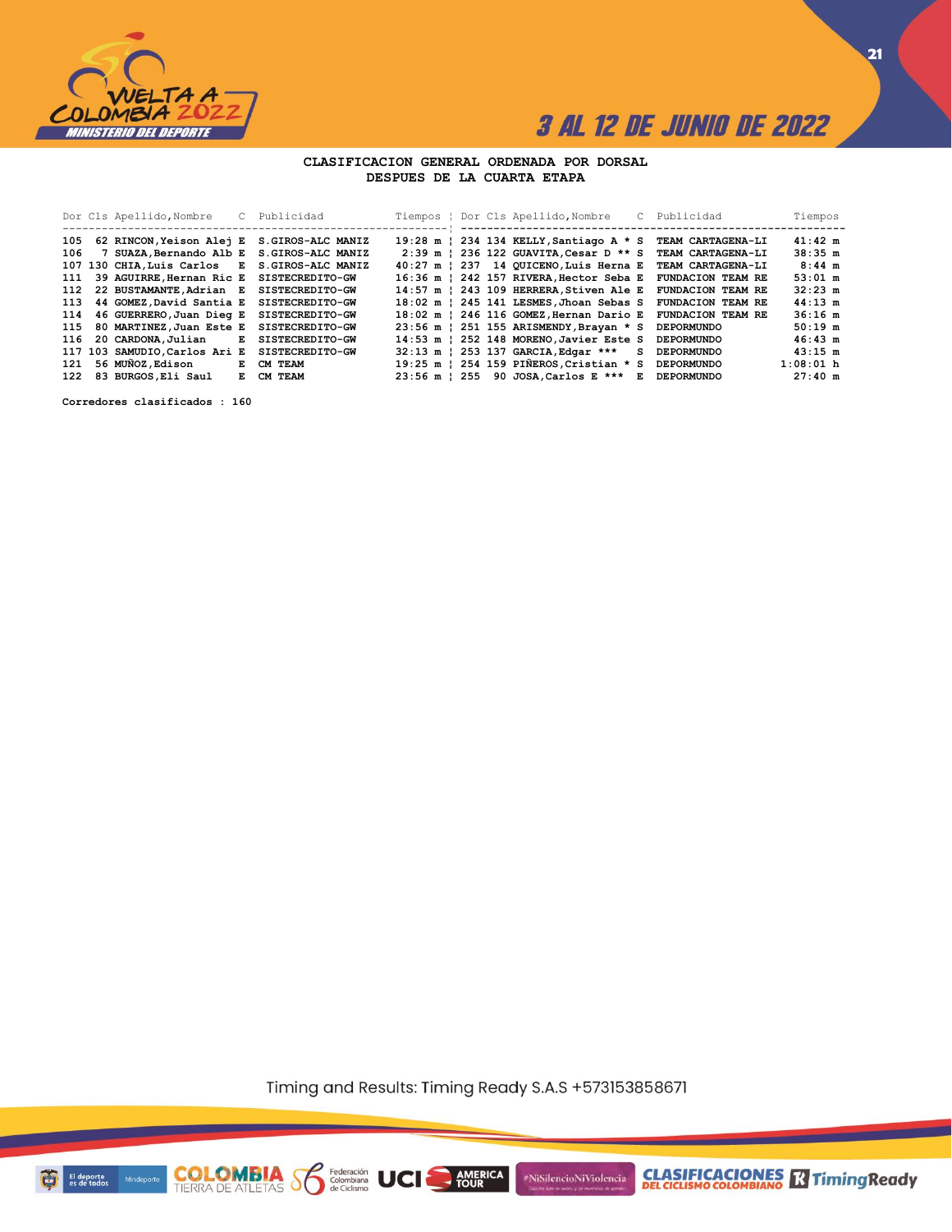**CLASIFICACION GENERAL ORDENADA POR DORSAL**
**DESPUES DE LA CUARTA ETAPA**

| Dor | Cls | Apellido,Nombre | C | Publicidad | Tiempos | Dor | Cls | Apellido,Nombre | C | Publicidad | Tiempos |
|---|---|---|---|---|---|---|---|---|---|---|---|
| 105 | 62 | RINCON,Yeison Alej | E | S.GIROS-ALC MANIZ | 19:28 m | 234 | 134 | KELLY,Santiago A * | S | TEAM CARTAGENA-LI | 41:42 m |
| 106 | 7 | SUAZA,Bernando Alb | E | S.GIROS-ALC MANIZ | 2:39 m | 236 | 122 | GUAVITA,Cesar D ** | S | TEAM CARTAGENA-LI | 38:35 m |
| 107 | 130 | CHIA,Luis Carlos | E | S.GIROS-ALC MANIZ | 40:27 m | 237 | 14 | QUICENO,Luis Herna | E | TEAM CARTAGENA-LI | 8:44 m |
| 111 | 39 | AGUIRRE,Hernan Ric | E | SISTECREDITO-GW | 16:36 m | 242 | 157 | RIVERA,Hector Seba | E | FUNDACION TEAM RE | 53:01 m |
| 112 | 22 | BUSTAMANTE,Adrian | E | SISTECREDITO-GW | 14:57 m | 243 | 109 | HERRERA,Stiven Ale | E | FUNDACION TEAM RE | 32:23 m |
| 113 | 44 | GOMEZ,David Santia | E | SISTECREDITO-GW | 18:02 m | 245 | 141 | LESMES,Jhoan Sebas | S | FUNDACION TEAM RE | 44:13 m |
| 114 | 46 | GUERRERO,Juan Dieg | E | SISTECREDITO-GW | 18:02 m | 246 | 116 | GOMEZ,Hernan Dario | E | FUNDACION TEAM RE | 36:16 m |
| 115 | 80 | MARTINEZ,Juan Este | E | SISTECREDITO-GW | 23:56 m | 251 | 155 | ARISMENDY,Brayan * | S | DEPORMUNDO | 50:19 m |
| 116 | 20 | CARDONA,Julian | E | SISTECREDITO-GW | 14:53 m | 252 | 148 | MORENO,Javier Este | S | DEPORMUNDO | 46:43 m |
| 117 | 103 | SAMUDIO,Carlos Ari | E | SISTECREDITO-GW | 32:13 m | 253 | 137 | GARCIA,Edgar *** | S | DEPORMUNDO | 43:15 m |
| 121 | 56 | MUÑOZ,Edison | E | CM TEAM | 19:25 m | 254 | 159 | PIÑEROS,Cristian * | S | DEPORMUNDO | 1:08:01 h |
| 122 | 83 | BURGOS,Eli Saul | E | CM TEAM | 23:56 m | 255 | 90 | JOSA,Carlos E *** | E | DEPORMUNDO | 27:40 m |

**Corredores clasificados : 160**